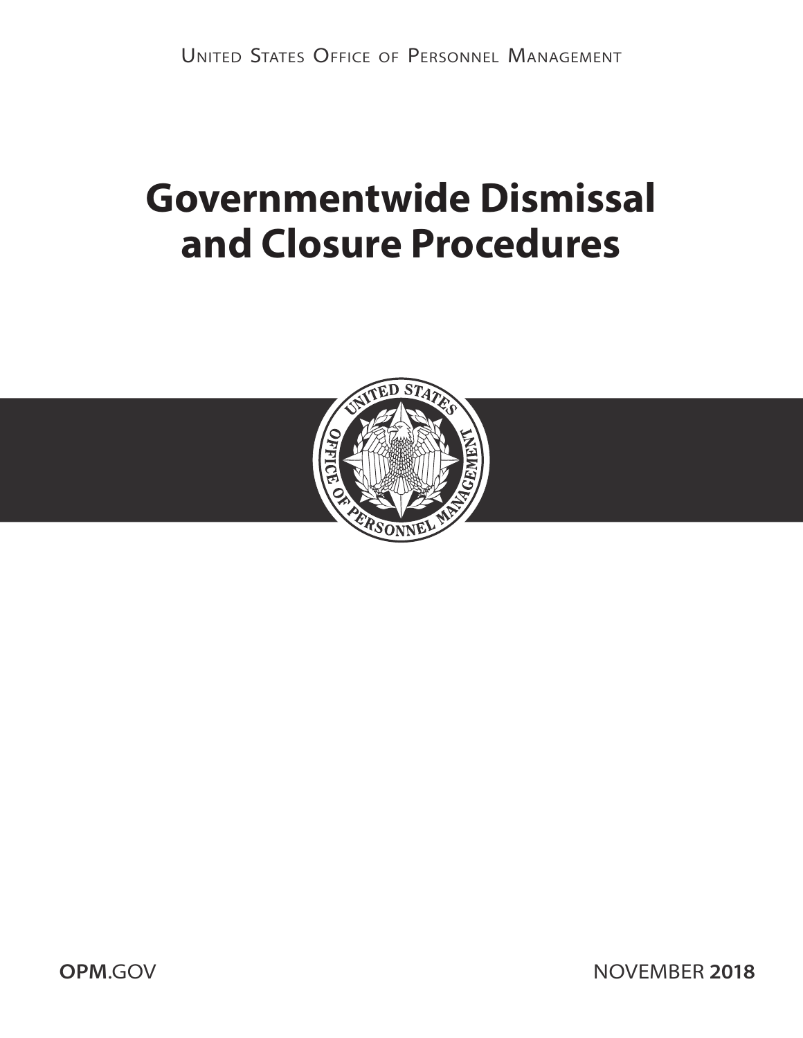United States Office of Personnel Management

# Governmentwide Dismissal and Closure Procedures

**OPM**.GOV

NOVEMBER **2018**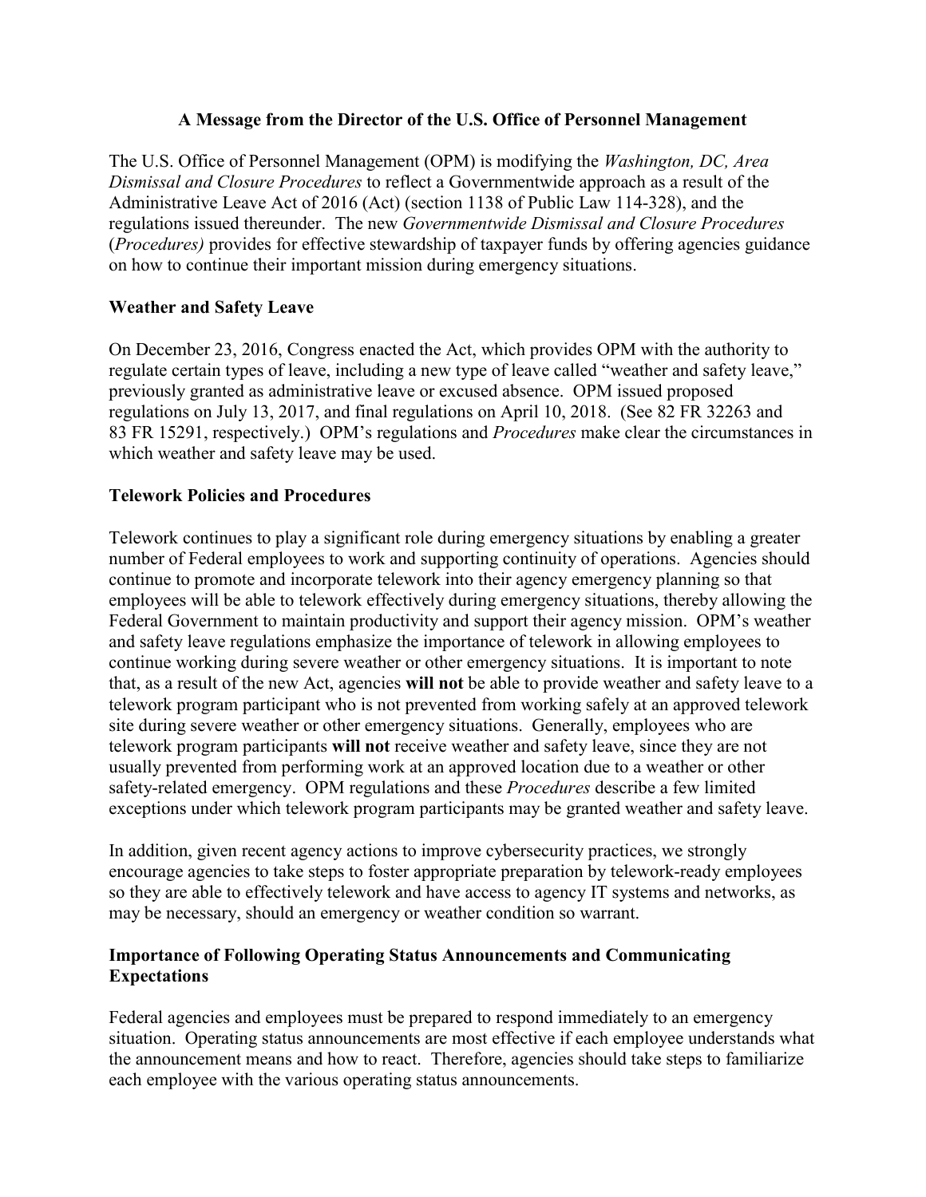## A Message from the Director of the U.S. Office of Personnel Management

The U.S. Office of Personnel Management (OPM) is modifying the *Washington, DC, Area Dismissal and Closure Procedures* to reflect a Governmentwide approach as a result of the Administrative Leave Act of 2016 (Act) (section 1138 of Public Law 114-328), and the regulations issued thereunder. The new *Governmentwide Dismissal and Closure Procedures* (*Procedures)* provides for effective stewardship of taxpayer funds by offering agencies guidance on how to continue their important mission during emergency situations.

### Weather and Safety Leave

On December 23, 2016, Congress enacted the Act, which provides OPM with the authority to regulate certain types of leave, including a new type of leave called "weather and safety leave," previously granted as administrative leave or excused absence. OPM issued proposed regulations on July 13, 2017, and final regulations on April 10, 2018. (See 82 FR 32263 and 83 FR 15291, respectively.) OPM's regulations and *Procedures* make clear the circumstances in which weather and safety leave may be used.

### Telework Policies and Procedures

Telework continues to play a significant role during emergency situations by enabling a greater number of Federal employees to work and supporting continuity of operations. Agencies should continue to promote and incorporate telework into their agency emergency planning so that employees will be able to telework effectively during emergency situations, thereby allowing the Federal Government to maintain productivity and support their agency mission. OPM's weather and safety leave regulations emphasize the importance of telework in allowing employees to continue working during severe weather or other emergency situations. It is important to note that, as a result of the new Act, agencies **will not** be able to provide weather and safety leave to a telework program participant who is not prevented from working safely at an approved telework site during severe weather or other emergency situations. Generally, employees who are telework program participants **will not** receive weather and safety leave, since they are not usually prevented from performing work at an approved location due to a weather or other safety-related emergency. OPM regulations and these *Procedures* describe a few limited exceptions under which telework program participants may be granted weather and safety leave.

In addition, given recent agency actions to improve cybersecurity practices, we strongly encourage agencies to take steps to foster appropriate preparation by telework-ready employees so they are able to effectively telework and have access to agency IT systems and networks, as may be necessary, should an emergency or weather condition so warrant.

### Importance of Following Operating Status Announcements and Communicating Expectations

Federal agencies and employees must be prepared to respond immediately to an emergency situation. Operating status announcements are most effective if each employee understands what the announcement means and how to react. Therefore, agencies should take steps to familiarize each employee with the various operating status announcements.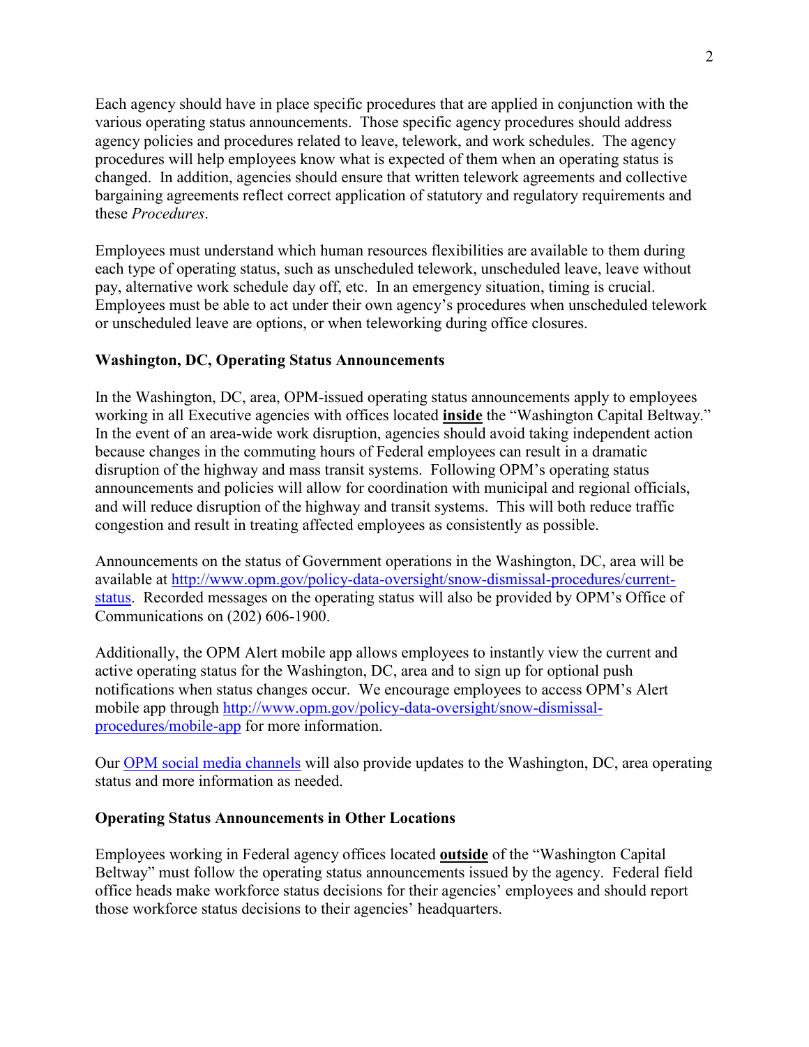Each agency should have in place specific procedures that are applied in conjunction with the various operating status announcements. Those specific agency procedures should address agency policies and procedures related to leave, telework, and work schedules. The agency procedures will help employees know what is expected of them when an operating status is changed. In addition, agencies should ensure that written telework agreements and collective bargaining agreements reflect correct application of statutory and regulatory requirements and these *Procedures*.

Employees must understand which human resources flexibilities are available to them during each type of operating status, such as unscheduled telework, unscheduled leave, leave without pay, alternative work schedule day off, etc. In an emergency situation, timing is crucial. Employees must be able to act under their own agency's procedures when unscheduled telework or unscheduled leave are options, or when teleworking during office closures.

**Washington, DC, Operating Status Announcements**

In the Washington, DC, area, OPM-issued operating status announcements apply to employees working in all Executive agencies with offices located **inside** the "Washington Capital Beltway." In the event of an area-wide work disruption, agencies should avoid taking independent action because changes in the commuting hours of Federal employees can result in a dramatic disruption of the highway and mass transit systems. Following OPM's operating status announcements and policies will allow for coordination with municipal and regional officials, and will reduce disruption of the highway and transit systems. This will both reduce traffic congestion and result in treating affected employees as consistently as possible.

Announcements on the status of Government operations in the Washington, DC, area will be available at [http://www.opm.gov/policy-data-oversight/snow-dismissal-procedures/current-status](http://www.opm.gov/policy-data-oversight/snow-dismissal-procedures/current-status). Recorded messages on the operating status will also be provided by OPM's Office of Communications on (202) 606-1900.

Additionally, the OPM Alert mobile app allows employees to instantly view the current and active operating status for the Washington, DC, area and to sign up for optional push notifications when status changes occur. We encourage employees to access OPM's Alert mobile app through [http://www.opm.gov/policy-data-oversight/snow-dismissal-procedures/mobile-app](http://www.opm.gov/policy-data-oversight/snow-dismissal-procedures/mobile-app) for more information.

Our OPM social media channels will also provide updates to the Washington, DC, area operating status and more information as needed.

**Operating Status Announcements in Other Locations**

Employees working in Federal agency offices located **outside** of the "Washington Capital Beltway" must follow the operating status announcements issued by the agency. Federal field office heads make workforce status decisions for their agencies' employees and should report those workforce status decisions to their agencies' headquarters.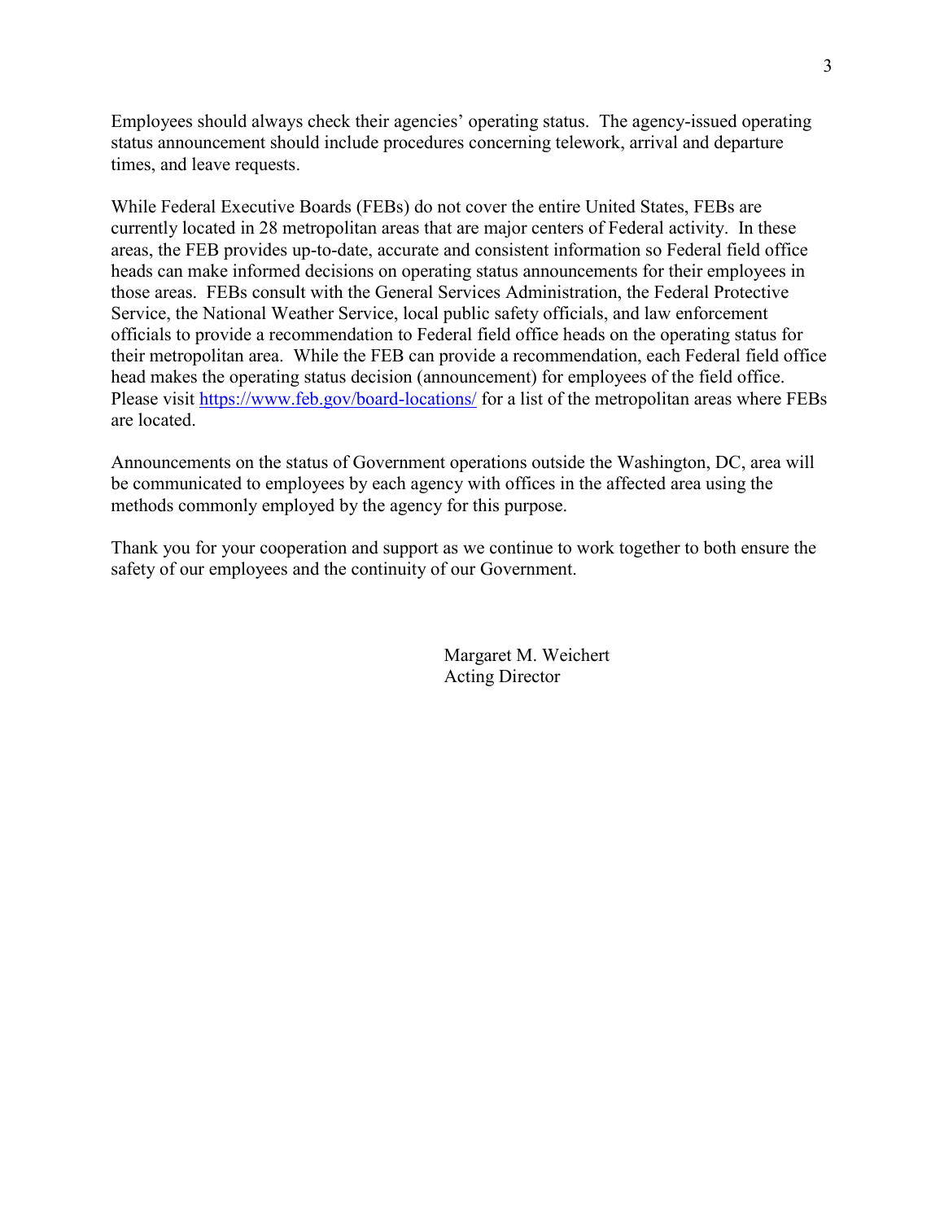Employees should always check their agencies' operating status. The agency-issued operating status announcement should include procedures concerning telework, arrival and departure times, and leave requests.

While Federal Executive Boards (FEBs) do not cover the entire United States, FEBs are currently located in 28 metropolitan areas that are major centers of Federal activity. In these areas, the FEB provides up-to-date, accurate and consistent information so Federal field office heads can make informed decisions on operating status announcements for their employees in those areas. FEBs consult with the General Services Administration, the Federal Protective Service, the National Weather Service, local public safety officials, and law enforcement officials to provide a recommendation to Federal field office heads on the operating status for their metropolitan area. While the FEB can provide a recommendation, each Federal field office head makes the operating status decision (announcement) for employees of the field office. Please visit [https://www.feb.gov/board-locations/](https://www.feb.gov/board-locations/) for a list of the metropolitan areas where FEBs are located.

Announcements on the status of Government operations outside the Washington, DC, area will be communicated to employees by each agency with offices in the affected area using the methods commonly employed by the agency for this purpose.

Thank you for your cooperation and support as we continue to work together to both ensure the safety of our employees and the continuity of our Government.

Margaret M. Weichert
Acting Director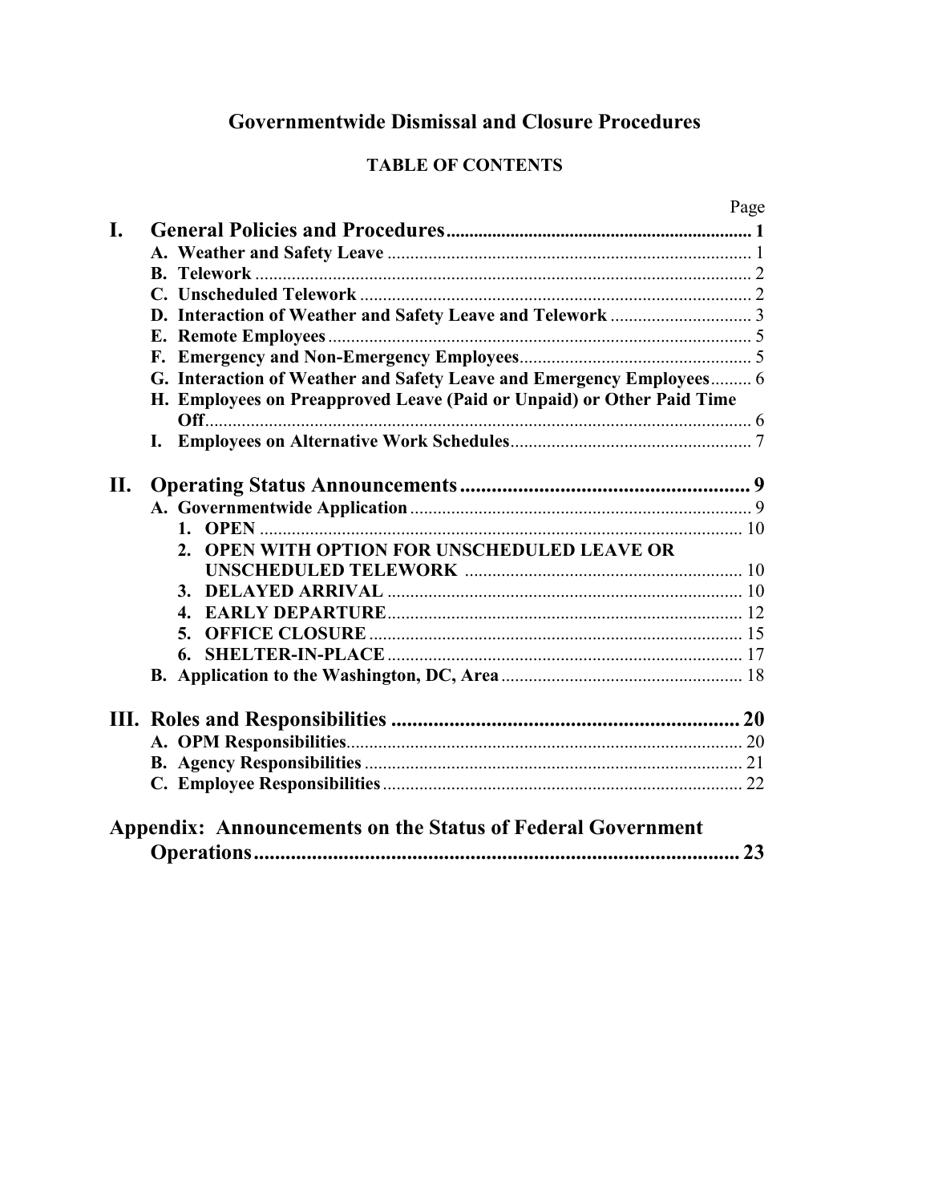# Governmentwide Dismissal and Closure Procedures

## TABLE OF CONTENTS

| | Page |
|---|---|
| **I. General Policies and Procedures** | **1** |
| **A. Weather and Safety Leave** | 1 |
| **B. Telework** | 2 |
| **C. Unscheduled Telework** | 2 |
| **D. Interaction of Weather and Safety Leave and Telework** | 3 |
| **E. Remote Employees** | 5 |
| **F. Emergency and Non-Emergency Employees** | 5 |
| **G. Interaction of Weather and Safety Leave and Emergency Employees** | 6 |
| **H. Employees on Preapproved Leave (Paid or Unpaid) or Other Paid Time Off** | 6 |
| **I. Employees on Alternative Work Schedules** | 7 |
| **II. Operating Status Announcements** | **9** |
| **A. Governmentwide Application** | 9 |
| **1. OPEN** | 10 |
| **2. OPEN WITH OPTION FOR UNSCHEDULED LEAVE OR UNSCHEDULED TELEWORK** | 10 |
| **3. DELAYED ARRIVAL** | 10 |
| **4. EARLY DEPARTURE** | 12 |
| **5. OFFICE CLOSURE** | 15 |
| **6. SHELTER-IN-PLACE** | 17 |
| **B. Application to the Washington, DC, Area** | 18 |
| **III. Roles and Responsibilities** | **20** |
| **A. OPM Responsibilities** | 20 |
| **B. Agency Responsibilities** | 21 |
| **C. Employee Responsibilities** | 22 |
| **Appendix: Announcements on the Status of Federal Government Operations** | **23** |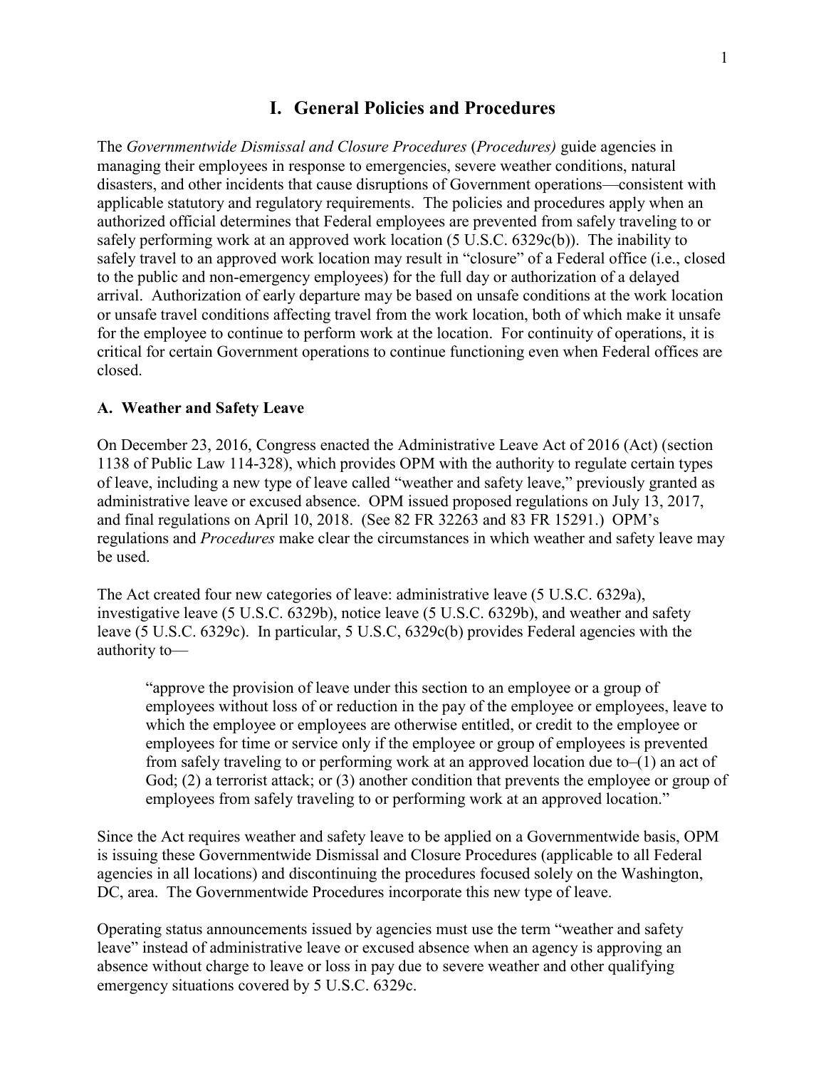# I. General Policies and Procedures

The *Governmentwide Dismissal and Closure Procedures* (*Procedures)* guide agencies in managing their employees in response to emergencies, severe weather conditions, natural disasters, and other incidents that cause disruptions of Government operations—consistent with applicable statutory and regulatory requirements. The policies and procedures apply when an authorized official determines that Federal employees are prevented from safely traveling to or safely performing work at an approved work location (5 U.S.C. 6329c(b)). The inability to safely travel to an approved work location may result in "closure" of a Federal office (i.e., closed to the public and non-emergency employees) for the full day or authorization of a delayed arrival. Authorization of early departure may be based on unsafe conditions at the work location or unsafe travel conditions affecting travel from the work location, both of which make it unsafe for the employee to continue to perform work at the location. For continuity of operations, it is critical for certain Government operations to continue functioning even when Federal offices are closed.

### A. Weather and Safety Leave

On December 23, 2016, Congress enacted the Administrative Leave Act of 2016 (Act) (section 1138 of Public Law 114-328), which provides OPM with the authority to regulate certain types of leave, including a new type of leave called "weather and safety leave," previously granted as administrative leave or excused absence. OPM issued proposed regulations on July 13, 2017, and final regulations on April 10, 2018. (See 82 FR 32263 and 83 FR 15291.) OPM's regulations and *Procedures* make clear the circumstances in which weather and safety leave may be used.

The Act created four new categories of leave: administrative leave (5 U.S.C. 6329a), investigative leave (5 U.S.C. 6329b), notice leave (5 U.S.C. 6329b), and weather and safety leave (5 U.S.C. 6329c). In particular, 5 U.S.C, 6329c(b) provides Federal agencies with the authority to—

> "approve the provision of leave under this section to an employee or a group of employees without loss of or reduction in the pay of the employee or employees, leave to which the employee or employees are otherwise entitled, or credit to the employee or employees for time or service only if the employee or group of employees is prevented from safely traveling to or performing work at an approved location due to–(1) an act of God; (2) a terrorist attack; or (3) another condition that prevents the employee or group of employees from safely traveling to or performing work at an approved location."

Since the Act requires weather and safety leave to be applied on a Governmentwide basis, OPM is issuing these Governmentwide Dismissal and Closure Procedures (applicable to all Federal agencies in all locations) and discontinuing the procedures focused solely on the Washington, DC, area. The Governmentwide Procedures incorporate this new type of leave.

Operating status announcements issued by agencies must use the term "weather and safety leave" instead of administrative leave or excused absence when an agency is approving an absence without charge to leave or loss in pay due to severe weather and other qualifying emergency situations covered by 5 U.S.C. 6329c.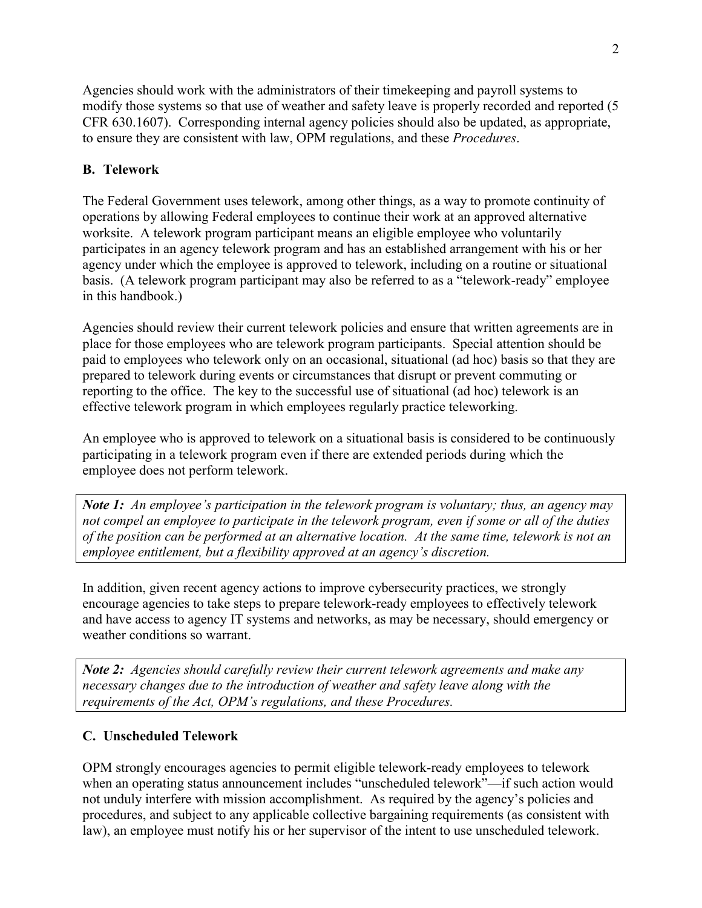Agencies should work with the administrators of their timekeeping and payroll systems to modify those systems so that use of weather and safety leave is properly recorded and reported (5 CFR 630.1607). Corresponding internal agency policies should also be updated, as appropriate, to ensure they are consistent with law, OPM regulations, and these *Procedures*.

### B. Telework

The Federal Government uses telework, among other things, as a way to promote continuity of operations by allowing Federal employees to continue their work at an approved alternative worksite. A telework program participant means an eligible employee who voluntarily participates in an agency telework program and has an established arrangement with his or her agency under which the employee is approved to telework, including on a routine or situational basis. (A telework program participant may also be referred to as a "telework-ready" employee in this handbook.)

Agencies should review their current telework policies and ensure that written agreements are in place for those employees who are telework program participants. Special attention should be paid to employees who telework only on an occasional, situational (ad hoc) basis so that they are prepared to telework during events or circumstances that disrupt or prevent commuting or reporting to the office. The key to the successful use of situational (ad hoc) telework is an effective telework program in which employees regularly practice teleworking.

An employee who is approved to telework on a situational basis is considered to be continuously participating in a telework program even if there are extended periods during which the employee does not perform telework.

> ***Note 1:*** *An employee's participation in the telework program is voluntary; thus, an agency may not compel an employee to participate in the telework program, even if some or all of the duties of the position can be performed at an alternative location. At the same time, telework is not an employee entitlement, but a flexibility approved at an agency's discretion.*

In addition, given recent agency actions to improve cybersecurity practices, we strongly encourage agencies to take steps to prepare telework-ready employees to effectively telework and have access to agency IT systems and networks, as may be necessary, should emergency or weather conditions so warrant.

> ***Note 2:*** *Agencies should carefully review their current telework agreements and make any necessary changes due to the introduction of weather and safety leave along with the requirements of the Act, OPM's regulations, and these Procedures.*

### C. Unscheduled Telework

OPM strongly encourages agencies to permit eligible telework-ready employees to telework when an operating status announcement includes "unscheduled telework"—if such action would not unduly interfere with mission accomplishment. As required by the agency's policies and procedures, and subject to any applicable collective bargaining requirements (as consistent with law), an employee must notify his or her supervisor of the intent to use unscheduled telework.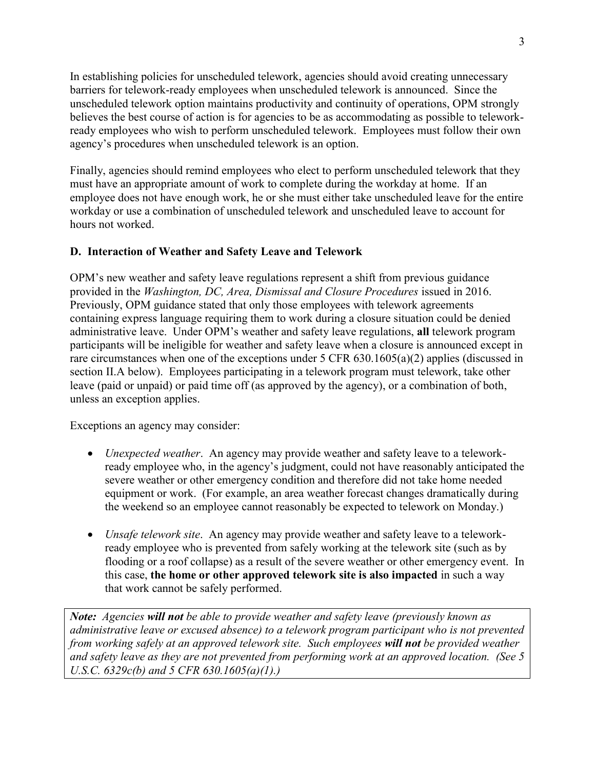In establishing policies for unscheduled telework, agencies should avoid creating unnecessary barriers for telework-ready employees when unscheduled telework is announced. Since the unscheduled telework option maintains productivity and continuity of operations, OPM strongly believes the best course of action is for agencies to be as accommodating as possible to telework-ready employees who wish to perform unscheduled telework. Employees must follow their own agency's procedures when unscheduled telework is an option.

Finally, agencies should remind employees who elect to perform unscheduled telework that they must have an appropriate amount of work to complete during the workday at home. If an employee does not have enough work, he or she must either take unscheduled leave for the entire workday or use a combination of unscheduled telework and unscheduled leave to account for hours not worked.

### D. Interaction of Weather and Safety Leave and Telework

OPM's new weather and safety leave regulations represent a shift from previous guidance provided in the *Washington, DC, Area, Dismissal and Closure Procedures* issued in 2016. Previously, OPM guidance stated that only those employees with telework agreements containing express language requiring them to work during a closure situation could be denied administrative leave. Under OPM's weather and safety leave regulations, **all** telework program participants will be ineligible for weather and safety leave when a closure is announced except in rare circumstances when one of the exceptions under 5 CFR 630.1605(a)(2) applies (discussed in section II.A below). Employees participating in a telework program must telework, take other leave (paid or unpaid) or paid time off (as approved by the agency), or a combination of both, unless an exception applies.

Exceptions an agency may consider:

- *Unexpected weather*. An agency may provide weather and safety leave to a telework-ready employee who, in the agency's judgment, could not have reasonably anticipated the severe weather or other emergency condition and therefore did not take home needed equipment or work. (For example, an area weather forecast changes dramatically during the weekend so an employee cannot reasonably be expected to telework on Monday.)
- *Unsafe telework site*. An agency may provide weather and safety leave to a telework-ready employee who is prevented from safely working at the telework site (such as by flooding or a roof collapse) as a result of the severe weather or other emergency event. In this case, **the home or other approved telework site is also impacted** in such a way that work cannot be safely performed.

***Note:*** *Agencies* ***will not*** *be able to provide weather and safety leave (previously known as administrative leave or excused absence) to a telework program participant who is not prevented from working safely at an approved telework site. Such employees* ***will not*** *be provided weather and safety leave as they are not prevented from performing work at an approved location. (See 5 U.S.C. 6329c(b) and 5 CFR 630.1605(a)(1).)*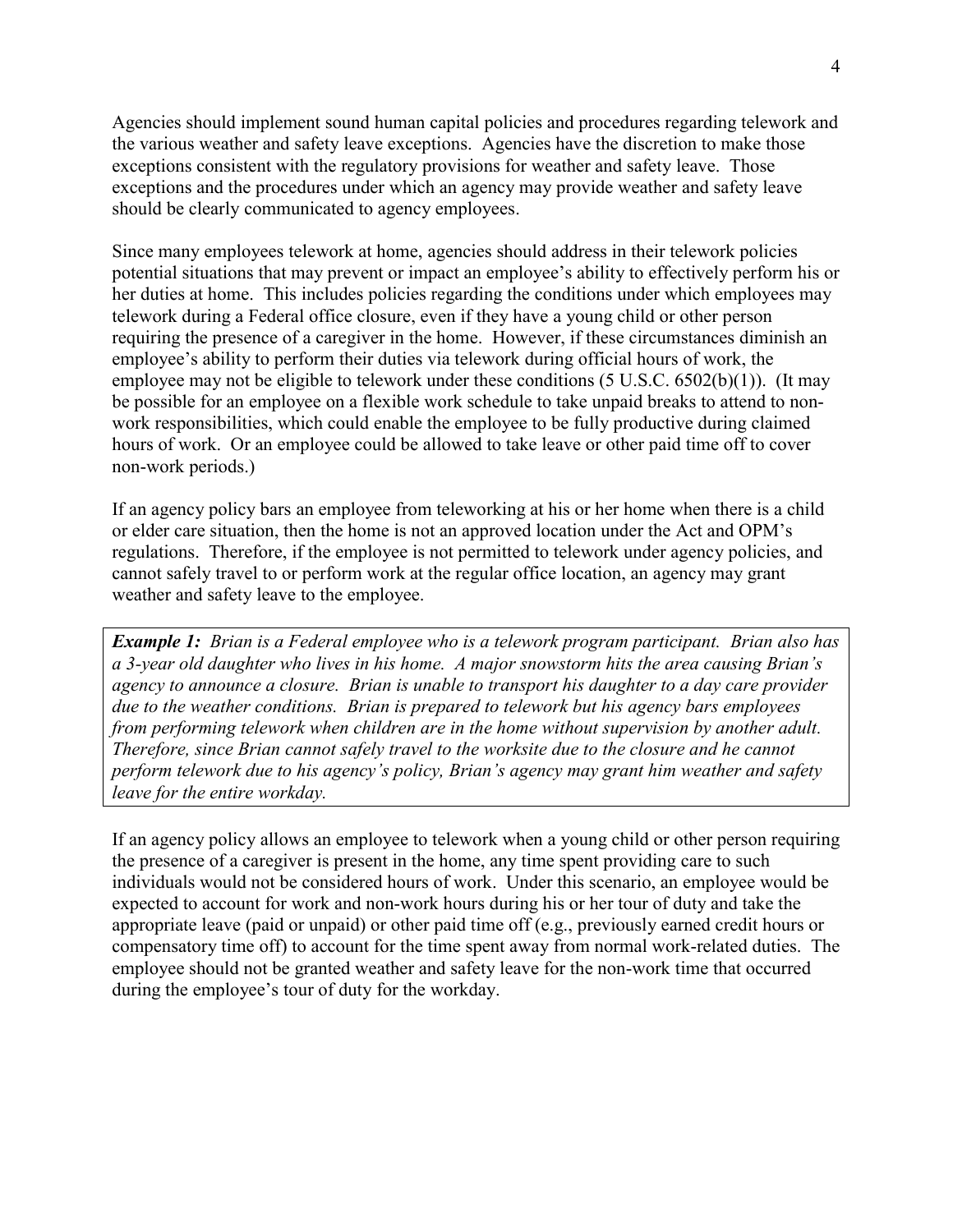Agencies should implement sound human capital policies and procedures regarding telework and the various weather and safety leave exceptions. Agencies have the discretion to make those exceptions consistent with the regulatory provisions for weather and safety leave. Those exceptions and the procedures under which an agency may provide weather and safety leave should be clearly communicated to agency employees.

Since many employees telework at home, agencies should address in their telework policies potential situations that may prevent or impact an employee's ability to effectively perform his or her duties at home. This includes policies regarding the conditions under which employees may telework during a Federal office closure, even if they have a young child or other person requiring the presence of a caregiver in the home. However, if these circumstances diminish an employee's ability to perform their duties via telework during official hours of work, the employee may not be eligible to telework under these conditions (5 U.S.C. 6502(b)(1)). (It may be possible for an employee on a flexible work schedule to take unpaid breaks to attend to non-work responsibilities, which could enable the employee to be fully productive during claimed hours of work. Or an employee could be allowed to take leave or other paid time off to cover non-work periods.)

If an agency policy bars an employee from teleworking at his or her home when there is a child or elder care situation, then the home is not an approved location under the Act and OPM's regulations. Therefore, if the employee is not permitted to telework under agency policies, and cannot safely travel to or perform work at the regular office location, an agency may grant weather and safety leave to the employee.

> ***Example 1:*** *Brian is a Federal employee who is a telework program participant. Brian also has a 3-year old daughter who lives in his home. A major snowstorm hits the area causing Brian's agency to announce a closure. Brian is unable to transport his daughter to a day care provider due to the weather conditions. Brian is prepared to telework but his agency bars employees from performing telework when children are in the home without supervision by another adult. Therefore, since Brian cannot safely travel to the worksite due to the closure and he cannot perform telework due to his agency's policy, Brian's agency may grant him weather and safety leave for the entire workday.*

If an agency policy allows an employee to telework when a young child or other person requiring the presence of a caregiver is present in the home, any time spent providing care to such individuals would not be considered hours of work. Under this scenario, an employee would be expected to account for work and non-work hours during his or her tour of duty and take the appropriate leave (paid or unpaid) or other paid time off (e.g., previously earned credit hours or compensatory time off) to account for the time spent away from normal work-related duties. The employee should not be granted weather and safety leave for the non-work time that occurred during the employee's tour of duty for the workday.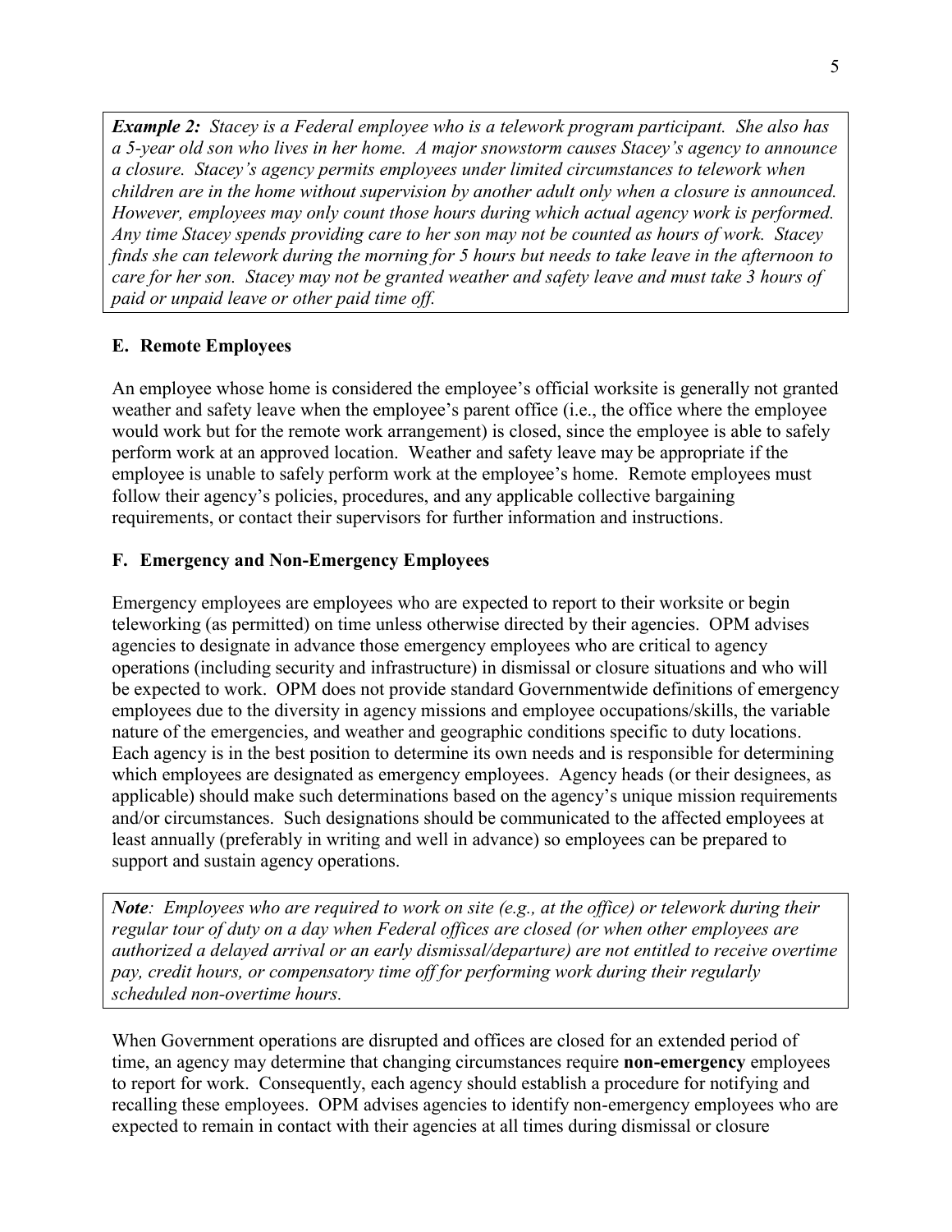***Example 2:** Stacey is a Federal employee who is a telework program participant. She also has a 5-year old son who lives in her home. A major snowstorm causes Stacey's agency to announce a closure. Stacey's agency permits employees under limited circumstances to telework when children are in the home without supervision by another adult only when a closure is announced. However, employees may only count those hours during which actual agency work is performed. Any time Stacey spends providing care to her son may not be counted as hours of work. Stacey finds she can telework during the morning for 5 hours but needs to take leave in the afternoon to care for her son. Stacey may not be granted weather and safety leave and must take 3 hours of paid or unpaid leave or other paid time off.*

### E. Remote Employees

An employee whose home is considered the employee's official worksite is generally not granted weather and safety leave when the employee's parent office (i.e., the office where the employee would work but for the remote work arrangement) is closed, since the employee is able to safely perform work at an approved location. Weather and safety leave may be appropriate if the employee is unable to safely perform work at the employee's home. Remote employees must follow their agency's policies, procedures, and any applicable collective bargaining requirements, or contact their supervisors for further information and instructions.

### F. Emergency and Non-Emergency Employees

Emergency employees are employees who are expected to report to their worksite or begin teleworking (as permitted) on time unless otherwise directed by their agencies. OPM advises agencies to designate in advance those emergency employees who are critical to agency operations (including security and infrastructure) in dismissal or closure situations and who will be expected to work. OPM does not provide standard Governmentwide definitions of emergency employees due to the diversity in agency missions and employee occupations/skills, the variable nature of the emergencies, and weather and geographic conditions specific to duty locations. Each agency is in the best position to determine its own needs and is responsible for determining which employees are designated as emergency employees. Agency heads (or their designees, as applicable) should make such determinations based on the agency's unique mission requirements and/or circumstances. Such designations should be communicated to the affected employees at least annually (preferably in writing and well in advance) so employees can be prepared to support and sustain agency operations.

***Note**: Employees who are required to work on site (e.g., at the office) or telework during their regular tour of duty on a day when Federal offices are closed (or when other employees are authorized a delayed arrival or an early dismissal/departure) are not entitled to receive overtime pay, credit hours, or compensatory time off for performing work during their regularly scheduled non-overtime hours.*

When Government operations are disrupted and offices are closed for an extended period of time, an agency may determine that changing circumstances require **non-emergency** employees to report for work. Consequently, each agency should establish a procedure for notifying and recalling these employees. OPM advises agencies to identify non-emergency employees who are expected to remain in contact with their agencies at all times during dismissal or closure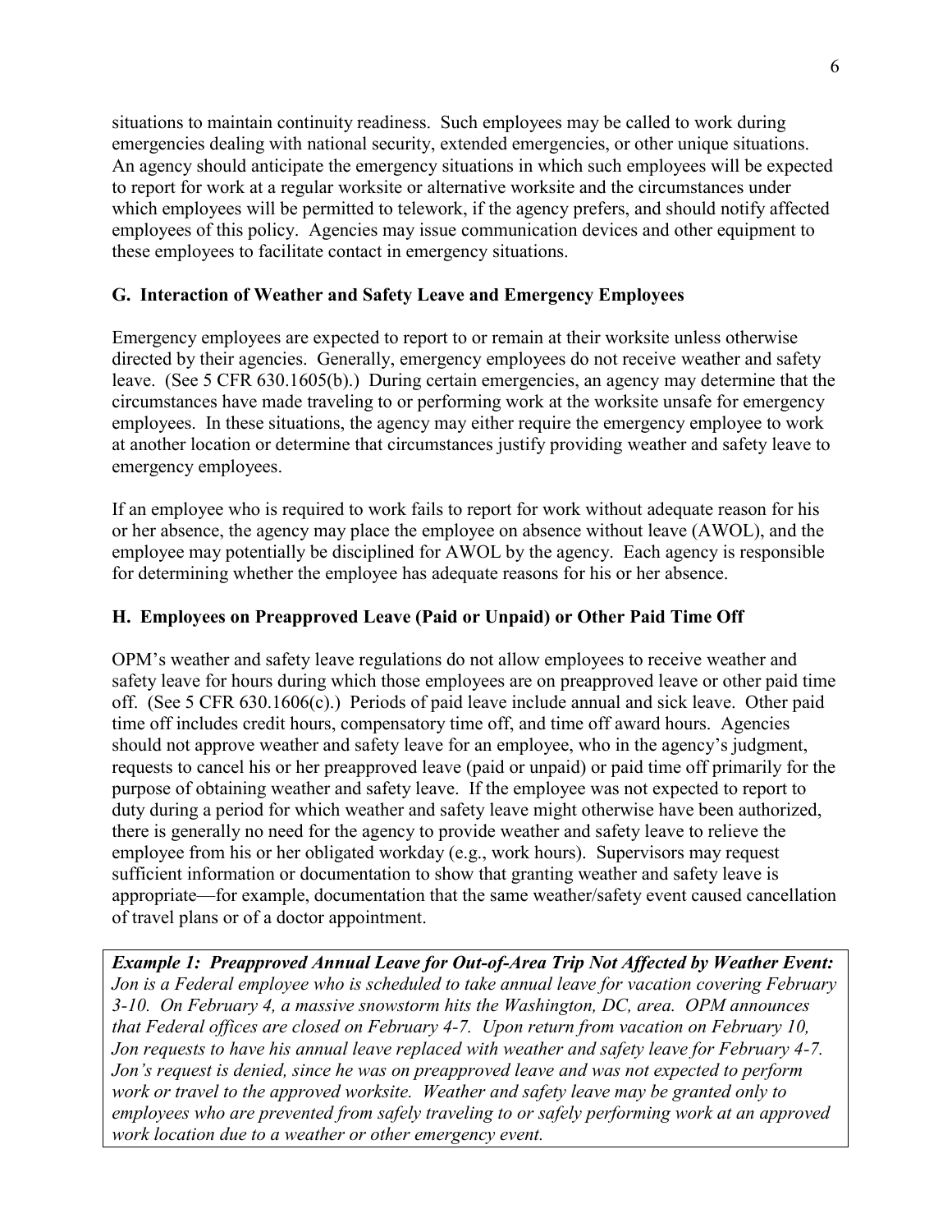situations to maintain continuity readiness. Such employees may be called to work during emergencies dealing with national security, extended emergencies, or other unique situations. An agency should anticipate the emergency situations in which such employees will be expected to report for work at a regular worksite or alternative worksite and the circumstances under which employees will be permitted to telework, if the agency prefers, and should notify affected employees of this policy. Agencies may issue communication devices and other equipment to these employees to facilitate contact in emergency situations.

## G. Interaction of Weather and Safety Leave and Emergency Employees

Emergency employees are expected to report to or remain at their worksite unless otherwise directed by their agencies. Generally, emergency employees do not receive weather and safety leave. (See 5 CFR 630.1605(b).) During certain emergencies, an agency may determine that the circumstances have made traveling to or performing work at the worksite unsafe for emergency employees. In these situations, the agency may either require the emergency employee to work at another location or determine that circumstances justify providing weather and safety leave to emergency employees.

If an employee who is required to work fails to report for work without adequate reason for his or her absence, the agency may place the employee on absence without leave (AWOL), and the employee may potentially be disciplined for AWOL by the agency. Each agency is responsible for determining whether the employee has adequate reasons for his or her absence.

## H. Employees on Preapproved Leave (Paid or Unpaid) or Other Paid Time Off

OPM's weather and safety leave regulations do not allow employees to receive weather and safety leave for hours during which those employees are on preapproved leave or other paid time off. (See 5 CFR 630.1606(c).) Periods of paid leave include annual and sick leave. Other paid time off includes credit hours, compensatory time off, and time off award hours. Agencies should not approve weather and safety leave for an employee, who in the agency's judgment, requests to cancel his or her preapproved leave (paid or unpaid) or paid time off primarily for the purpose of obtaining weather and safety leave. If the employee was not expected to report to duty during a period for which weather and safety leave might otherwise have been authorized, there is generally no need for the agency to provide weather and safety leave to relieve the employee from his or her obligated workday (e.g., work hours). Supervisors may request sufficient information or documentation to show that granting weather and safety leave is appropriate—for example, documentation that the same weather/safety event caused cancellation of travel plans or of a doctor appointment.

> ***Example 1: Preapproved Annual Leave for Out-of-Area Trip Not Affected by Weather Event:*** *Jon is a Federal employee who is scheduled to take annual leave for vacation covering February 3-10. On February 4, a massive snowstorm hits the Washington, DC, area. OPM announces that Federal offices are closed on February 4-7. Upon return from vacation on February 10, Jon requests to have his annual leave replaced with weather and safety leave for February 4-7. Jon's request is denied, since he was on preapproved leave and was not expected to perform work or travel to the approved worksite. Weather and safety leave may be granted only to employees who are prevented from safely traveling to or safely performing work at an approved work location due to a weather or other emergency event.*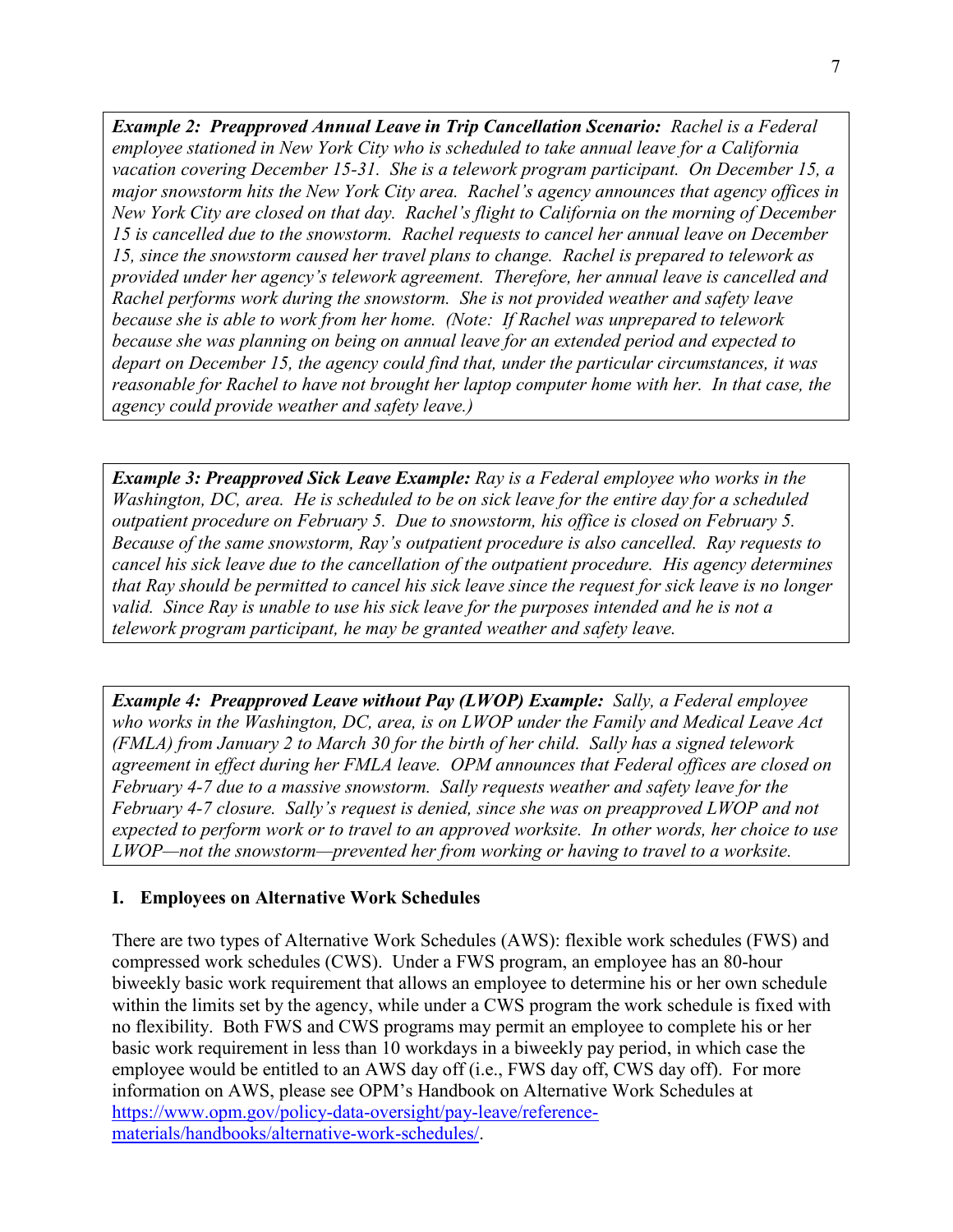***Example 2: Preapproved Annual Leave in Trip Cancellation Scenario:*** *Rachel is a Federal employee stationed in New York City who is scheduled to take annual leave for a California vacation covering December 15-31. She is a telework program participant. On December 15, a major snowstorm hits the New York City area. Rachel's agency announces that agency offices in New York City are closed on that day. Rachel's flight to California on the morning of December 15 is cancelled due to the snowstorm. Rachel requests to cancel her annual leave on December 15, since the snowstorm caused her travel plans to change. Rachel is prepared to telework as provided under her agency's telework agreement. Therefore, her annual leave is cancelled and Rachel performs work during the snowstorm. She is not provided weather and safety leave because she is able to work from her home. (Note: If Rachel was unprepared to telework because she was planning on being on annual leave for an extended period and expected to depart on December 15, the agency could find that, under the particular circumstances, it was reasonable for Rachel to have not brought her laptop computer home with her. In that case, the agency could provide weather and safety leave.)*

***Example 3: Preapproved Sick Leave Example:*** *Ray is a Federal employee who works in the Washington, DC, area. He is scheduled to be on sick leave for the entire day for a scheduled outpatient procedure on February 5. Due to snowstorm, his office is closed on February 5. Because of the same snowstorm, Ray's outpatient procedure is also cancelled. Ray requests to cancel his sick leave due to the cancellation of the outpatient procedure. His agency determines that Ray should be permitted to cancel his sick leave since the request for sick leave is no longer valid. Since Ray is unable to use his sick leave for the purposes intended and he is not a telework program participant, he may be granted weather and safety leave.*

***Example 4: Preapproved Leave without Pay (LWOP) Example:*** *Sally, a Federal employee who works in the Washington, DC, area, is on LWOP under the Family and Medical Leave Act (FMLA) from January 2 to March 30 for the birth of her child. Sally has a signed telework agreement in effect during her FMLA leave. OPM announces that Federal offices are closed on February 4-7 due to a massive snowstorm. Sally requests weather and safety leave for the February 4-7 closure. Sally's request is denied, since she was on preapproved LWOP and not expected to perform work or to travel to an approved worksite. In other words, her choice to use LWOP—not the snowstorm—prevented her from working or having to travel to a worksite.*

## I. Employees on Alternative Work Schedules

There are two types of Alternative Work Schedules (AWS): flexible work schedules (FWS) and compressed work schedules (CWS). Under a FWS program, an employee has an 80-hour biweekly basic work requirement that allows an employee to determine his or her own schedule within the limits set by the agency, while under a CWS program the work schedule is fixed with no flexibility. Both FWS and CWS programs may permit an employee to complete his or her basic work requirement in less than 10 workdays in a biweekly pay period, in which case the employee would be entitled to an AWS day off (i.e., FWS day off, CWS day off). For more information on AWS, please see OPM's Handbook on Alternative Work Schedules at https://www.opm.gov/policy-data-oversight/pay-leave/reference-materials/handbooks/alternative-work-schedules/.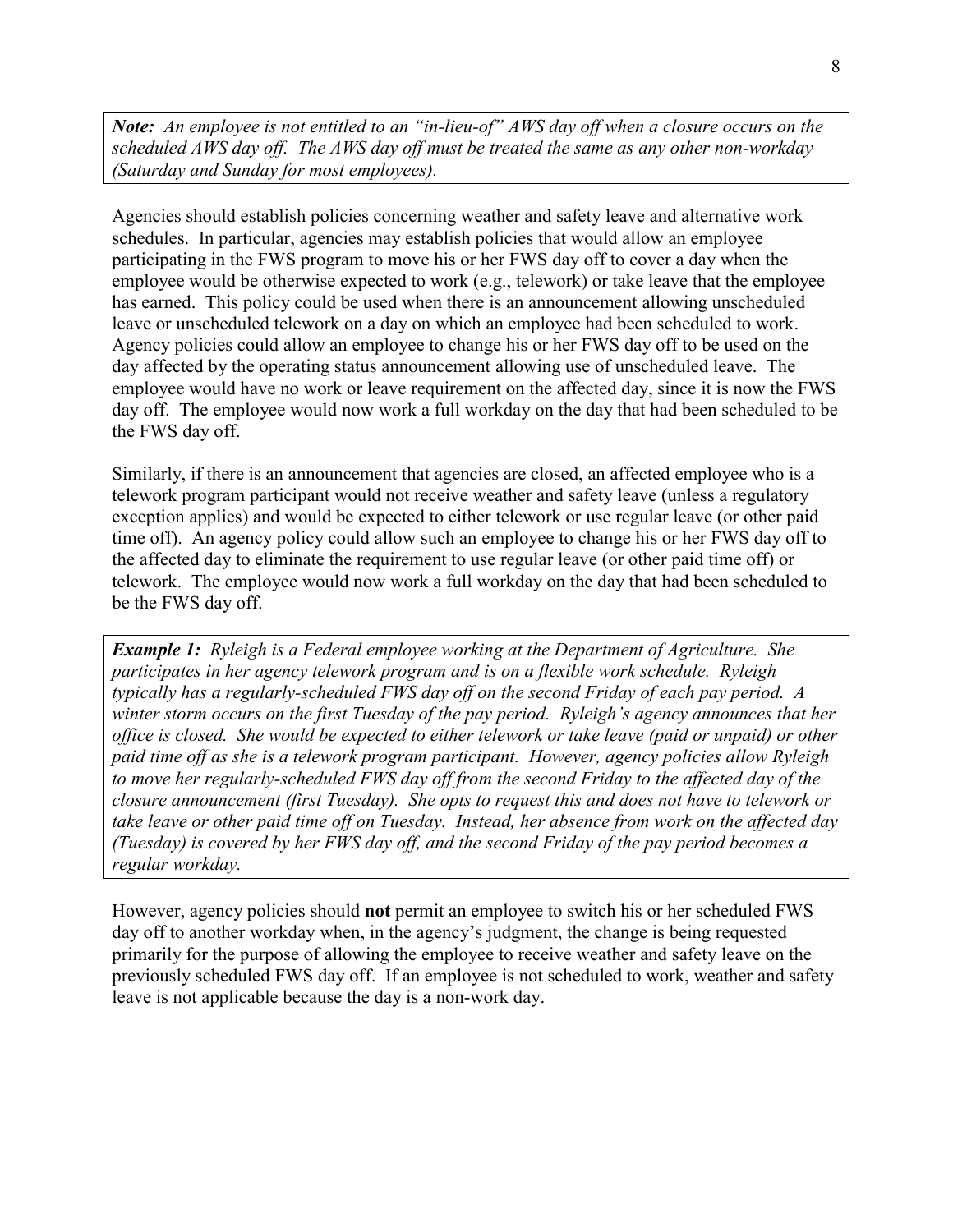***Note:*** *An employee is not entitled to an "in-lieu-of" AWS day off when a closure occurs on the scheduled AWS day off. The AWS day off must be treated the same as any other non-workday (Saturday and Sunday for most employees).*

Agencies should establish policies concerning weather and safety leave and alternative work schedules. In particular, agencies may establish policies that would allow an employee participating in the FWS program to move his or her FWS day off to cover a day when the employee would be otherwise expected to work (e.g., telework) or take leave that the employee has earned. This policy could be used when there is an announcement allowing unscheduled leave or unscheduled telework on a day on which an employee had been scheduled to work. Agency policies could allow an employee to change his or her FWS day off to be used on the day affected by the operating status announcement allowing use of unscheduled leave. The employee would have no work or leave requirement on the affected day, since it is now the FWS day off. The employee would now work a full workday on the day that had been scheduled to be the FWS day off.

Similarly, if there is an announcement that agencies are closed, an affected employee who is a telework program participant would not receive weather and safety leave (unless a regulatory exception applies) and would be expected to either telework or use regular leave (or other paid time off). An agency policy could allow such an employee to change his or her FWS day off to the affected day to eliminate the requirement to use regular leave (or other paid time off) or telework. The employee would now work a full workday on the day that had been scheduled to be the FWS day off.

***Example 1:*** *Ryleigh is a Federal employee working at the Department of Agriculture. She participates in her agency telework program and is on a flexible work schedule. Ryleigh typically has a regularly-scheduled FWS day off on the second Friday of each pay period. A winter storm occurs on the first Tuesday of the pay period. Ryleigh's agency announces that her office is closed. She would be expected to either telework or take leave (paid or unpaid) or other paid time off as she is a telework program participant. However, agency policies allow Ryleigh to move her regularly-scheduled FWS day off from the second Friday to the affected day of the closure announcement (first Tuesday). She opts to request this and does not have to telework or take leave or other paid time off on Tuesday. Instead, her absence from work on the affected day (Tuesday) is covered by her FWS day off, and the second Friday of the pay period becomes a regular workday.*

However, agency policies should **not** permit an employee to switch his or her scheduled FWS day off to another workday when, in the agency's judgment, the change is being requested primarily for the purpose of allowing the employee to receive weather and safety leave on the previously scheduled FWS day off. If an employee is not scheduled to work, weather and safety leave is not applicable because the day is a non-work day.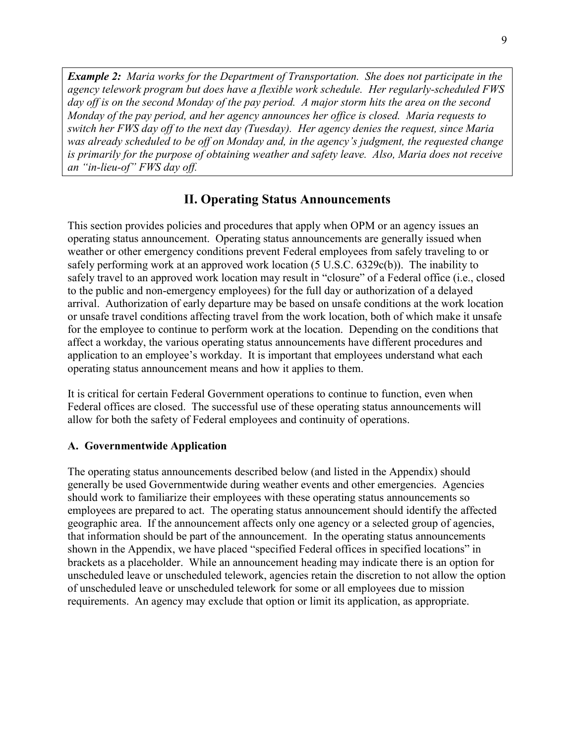***Example 2:*** *Maria works for the Department of Transportation. She does not participate in the agency telework program but does have a flexible work schedule. Her regularly-scheduled FWS day off is on the second Monday of the pay period. A major storm hits the area on the second Monday of the pay period, and her agency announces her office is closed. Maria requests to switch her FWS day off to the next day (Tuesday). Her agency denies the request, since Maria was already scheduled to be off on Monday and, in the agency's judgment, the requested change is primarily for the purpose of obtaining weather and safety leave. Also, Maria does not receive an "in-lieu-of" FWS day off.*

## II. Operating Status Announcements

This section provides policies and procedures that apply when OPM or an agency issues an operating status announcement. Operating status announcements are generally issued when weather or other emergency conditions prevent Federal employees from safely traveling to or safely performing work at an approved work location (5 U.S.C. 6329c(b)). The inability to safely travel to an approved work location may result in "closure" of a Federal office (i.e., closed to the public and non-emergency employees) for the full day or authorization of a delayed arrival. Authorization of early departure may be based on unsafe conditions at the work location or unsafe travel conditions affecting travel from the work location, both of which make it unsafe for the employee to continue to perform work at the location. Depending on the conditions that affect a workday, the various operating status announcements have different procedures and application to an employee's workday. It is important that employees understand what each operating status announcement means and how it applies to them.

It is critical for certain Federal Government operations to continue to function, even when Federal offices are closed. The successful use of these operating status announcements will allow for both the safety of Federal employees and continuity of operations.

### A. Governmentwide Application

The operating status announcements described below (and listed in the Appendix) should generally be used Governmentwide during weather events and other emergencies. Agencies should work to familiarize their employees with these operating status announcements so employees are prepared to act. The operating status announcement should identify the affected geographic area. If the announcement affects only one agency or a selected group of agencies, that information should be part of the announcement. In the operating status announcements shown in the Appendix, we have placed "specified Federal offices in specified locations" in brackets as a placeholder. While an announcement heading may indicate there is an option for unscheduled leave or unscheduled telework, agencies retain the discretion to not allow the option of unscheduled leave or unscheduled telework for some or all employees due to mission requirements. An agency may exclude that option or limit its application, as appropriate.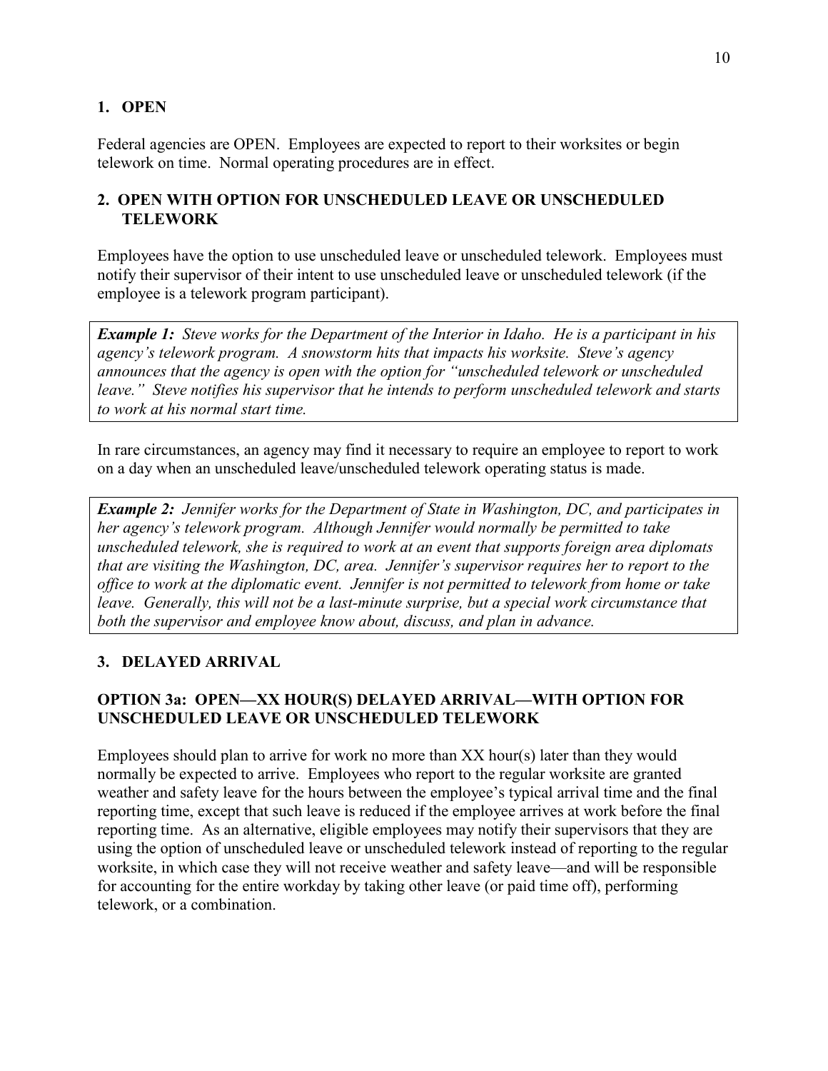## 1. OPEN

Federal agencies are OPEN. Employees are expected to report to their worksites or begin telework on time. Normal operating procedures are in effect.

## 2. OPEN WITH OPTION FOR UNSCHEDULED LEAVE OR UNSCHEDULED TELEWORK

Employees have the option to use unscheduled leave or unscheduled telework. Employees must notify their supervisor of their intent to use unscheduled leave or unscheduled telework (if the employee is a telework program participant).

> ***Example 1:*** *Steve works for the Department of the Interior in Idaho. He is a participant in his agency's telework program. A snowstorm hits that impacts his worksite. Steve's agency announces that the agency is open with the option for "unscheduled telework or unscheduled leave." Steve notifies his supervisor that he intends to perform unscheduled telework and starts to work at his normal start time.*

In rare circumstances, an agency may find it necessary to require an employee to report to work on a day when an unscheduled leave/unscheduled telework operating status is made.

> ***Example 2:*** *Jennifer works for the Department of State in Washington, DC, and participates in her agency's telework program. Although Jennifer would normally be permitted to take unscheduled telework, she is required to work at an event that supports foreign area diplomats that are visiting the Washington, DC, area. Jennifer's supervisor requires her to report to the office to work at the diplomatic event. Jennifer is not permitted to telework from home or take leave. Generally, this will not be a last-minute surprise, but a special work circumstance that both the supervisor and employee know about, discuss, and plan in advance.*

## 3. DELAYED ARRIVAL

### OPTION 3a: OPEN—XX HOUR(S) DELAYED ARRIVAL—WITH OPTION FOR UNSCHEDULED LEAVE OR UNSCHEDULED TELEWORK

Employees should plan to arrive for work no more than XX hour(s) later than they would normally be expected to arrive. Employees who report to the regular worksite are granted weather and safety leave for the hours between the employee's typical arrival time and the final reporting time, except that such leave is reduced if the employee arrives at work before the final reporting time. As an alternative, eligible employees may notify their supervisors that they are using the option of unscheduled leave or unscheduled telework instead of reporting to the regular worksite, in which case they will not receive weather and safety leave—and will be responsible for accounting for the entire workday by taking other leave (or paid time off), performing telework, or a combination.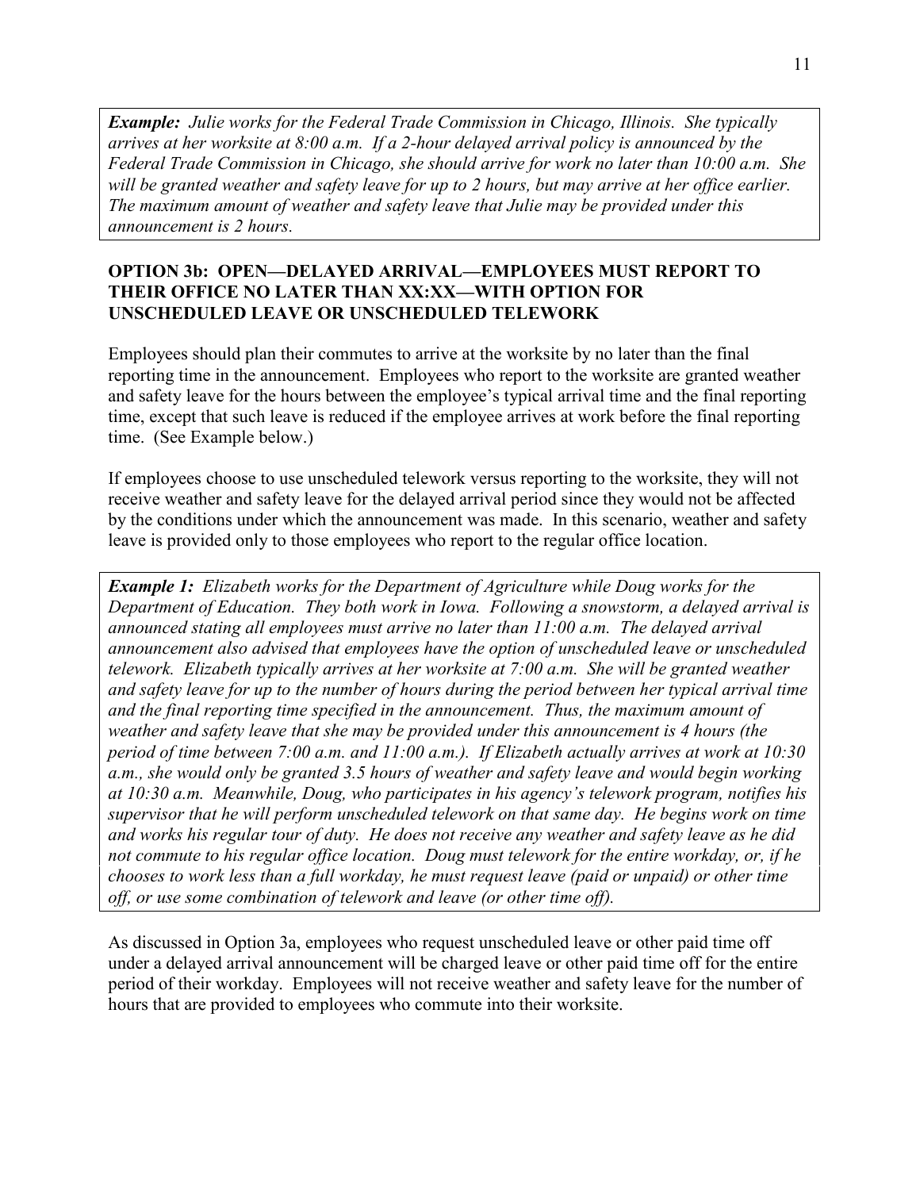***Example:*** *Julie works for the Federal Trade Commission in Chicago, Illinois. She typically arrives at her worksite at 8:00 a.m. If a 2-hour delayed arrival policy is announced by the Federal Trade Commission in Chicago, she should arrive for work no later than 10:00 a.m. She will be granted weather and safety leave for up to 2 hours, but may arrive at her office earlier. The maximum amount of weather and safety leave that Julie may be provided under this announcement is 2 hours.*

### OPTION 3b: OPEN—DELAYED ARRIVAL—EMPLOYEES MUST REPORT TO THEIR OFFICE NO LATER THAN XX:XX—WITH OPTION FOR UNSCHEDULED LEAVE OR UNSCHEDULED TELEWORK

Employees should plan their commutes to arrive at the worksite by no later than the final reporting time in the announcement. Employees who report to the worksite are granted weather and safety leave for the hours between the employee's typical arrival time and the final reporting time, except that such leave is reduced if the employee arrives at work before the final reporting time. (See Example below.)

If employees choose to use unscheduled telework versus reporting to the worksite, they will not receive weather and safety leave for the delayed arrival period since they would not be affected by the conditions under which the announcement was made. In this scenario, weather and safety leave is provided only to those employees who report to the regular office location.

***Example 1:*** *Elizabeth works for the Department of Agriculture while Doug works for the Department of Education. They both work in Iowa. Following a snowstorm, a delayed arrival is announced stating all employees must arrive no later than 11:00 a.m. The delayed arrival announcement also advised that employees have the option of unscheduled leave or unscheduled telework. Elizabeth typically arrives at her worksite at 7:00 a.m. She will be granted weather and safety leave for up to the number of hours during the period between her typical arrival time and the final reporting time specified in the announcement. Thus, the maximum amount of weather and safety leave that she may be provided under this announcement is 4 hours (the period of time between 7:00 a.m. and 11:00 a.m.). If Elizabeth actually arrives at work at 10:30 a.m., she would only be granted 3.5 hours of weather and safety leave and would begin working at 10:30 a.m. Meanwhile, Doug, who participates in his agency's telework program, notifies his supervisor that he will perform unscheduled telework on that same day. He begins work on time and works his regular tour of duty. He does not receive any weather and safety leave as he did not commute to his regular office location. Doug must telework for the entire workday, or, if he chooses to work less than a full workday, he must request leave (paid or unpaid) or other time off, or use some combination of telework and leave (or other time off).*

As discussed in Option 3a, employees who request unscheduled leave or other paid time off under a delayed arrival announcement will be charged leave or other paid time off for the entire period of their workday. Employees will not receive weather and safety leave for the number of hours that are provided to employees who commute into their worksite.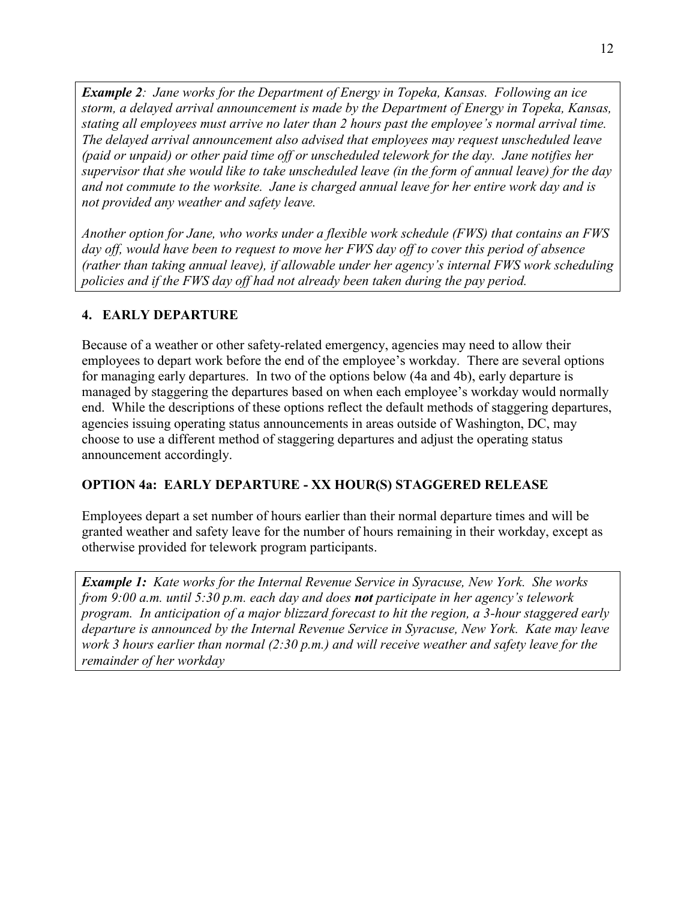***Example 2****: Jane works for the Department of Energy in Topeka, Kansas. Following an ice storm, a delayed arrival announcement is made by the Department of Energy in Topeka, Kansas, stating all employees must arrive no later than 2 hours past the employee's normal arrival time. The delayed arrival announcement also advised that employees may request unscheduled leave (paid or unpaid) or other paid time off or unscheduled telework for the day. Jane notifies her supervisor that she would like to take unscheduled leave (in the form of annual leave) for the day and not commute to the worksite. Jane is charged annual leave for her entire work day and is not provided any weather and safety leave.*

*Another option for Jane, who works under a flexible work schedule (FWS) that contains an FWS day off, would have been to request to move her FWS day off to cover this period of absence (rather than taking annual leave), if allowable under her agency's internal FWS work scheduling policies and if the FWS day off had not already been taken during the pay period.*

## 4. EARLY DEPARTURE

Because of a weather or other safety-related emergency, agencies may need to allow their employees to depart work before the end of the employee's workday. There are several options for managing early departures. In two of the options below (4a and 4b), early departure is managed by staggering the departures based on when each employee's workday would normally end. While the descriptions of these options reflect the default methods of staggering departures, agencies issuing operating status announcements in areas outside of Washington, DC, may choose to use a different method of staggering departures and adjust the operating status announcement accordingly.

### OPTION 4a: EARLY DEPARTURE - XX HOUR(S) STAGGERED RELEASE

Employees depart a set number of hours earlier than their normal departure times and will be granted weather and safety leave for the number of hours remaining in their workday, except as otherwise provided for telework program participants.

***Example 1:*** *Kate works for the Internal Revenue Service in Syracuse, New York. She works from 9:00 a.m. until 5:30 p.m. each day and does* ***not*** *participate in her agency's telework program. In anticipation of a major blizzard forecast to hit the region, a 3-hour staggered early departure is announced by the Internal Revenue Service in Syracuse, New York. Kate may leave work 3 hours earlier than normal (2:30 p.m.) and will receive weather and safety leave for the remainder of her workday*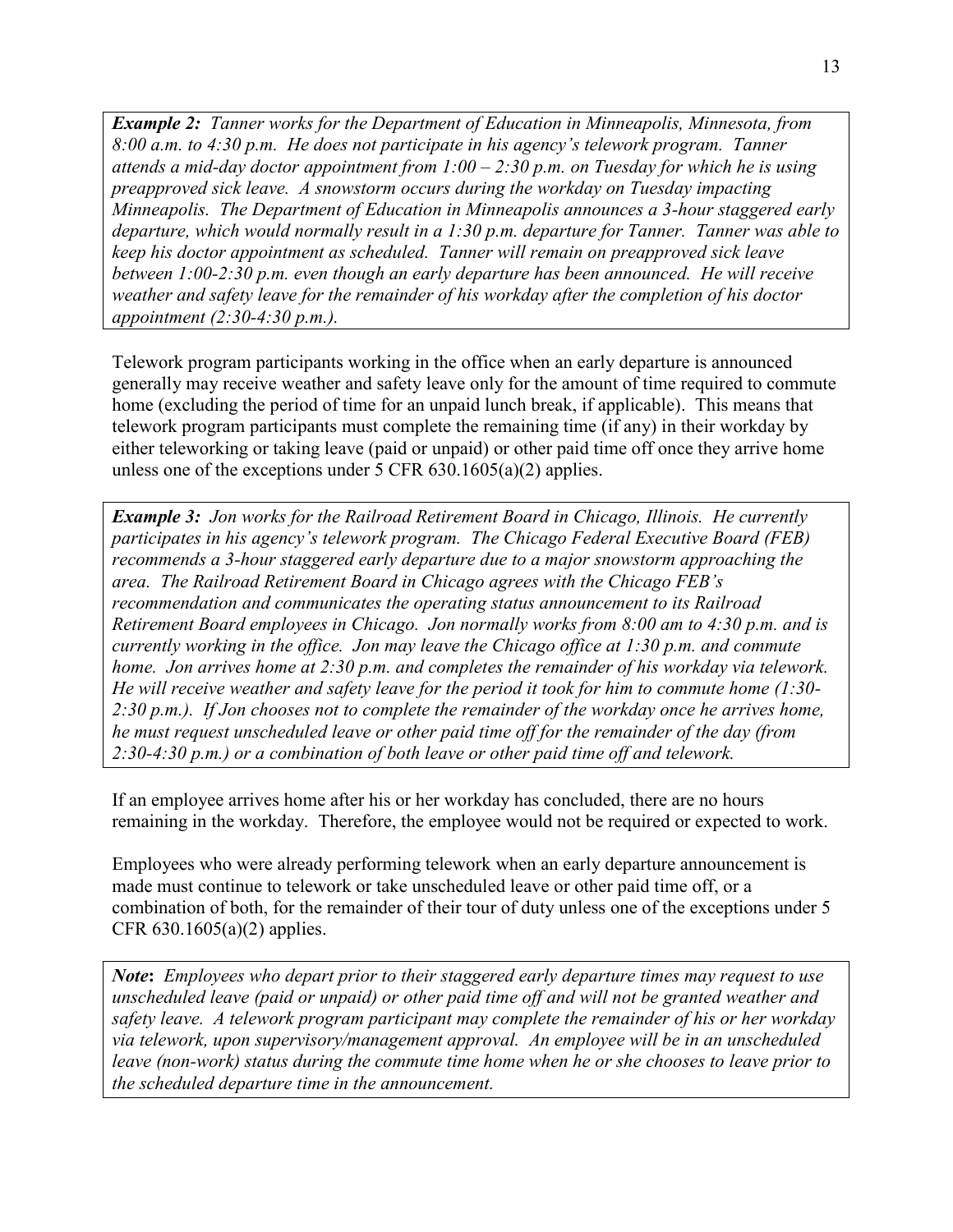***Example 2:*** *Tanner works for the Department of Education in Minneapolis, Minnesota, from 8:00 a.m. to 4:30 p.m. He does not participate in his agency's telework program. Tanner attends a mid-day doctor appointment from 1:00 – 2:30 p.m. on Tuesday for which he is using preapproved sick leave. A snowstorm occurs during the workday on Tuesday impacting Minneapolis. The Department of Education in Minneapolis announces a 3-hour staggered early departure, which would normally result in a 1:30 p.m. departure for Tanner. Tanner was able to keep his doctor appointment as scheduled. Tanner will remain on preapproved sick leave between 1:00-2:30 p.m. even though an early departure has been announced. He will receive weather and safety leave for the remainder of his workday after the completion of his doctor appointment (2:30-4:30 p.m.).*

Telework program participants working in the office when an early departure is announced generally may receive weather and safety leave only for the amount of time required to commute home (excluding the period of time for an unpaid lunch break, if applicable). This means that telework program participants must complete the remaining time (if any) in their workday by either teleworking or taking leave (paid or unpaid) or other paid time off once they arrive home unless one of the exceptions under 5 CFR 630.1605(a)(2) applies.

***Example 3:*** *Jon works for the Railroad Retirement Board in Chicago, Illinois. He currently participates in his agency's telework program. The Chicago Federal Executive Board (FEB) recommends a 3-hour staggered early departure due to a major snowstorm approaching the area. The Railroad Retirement Board in Chicago agrees with the Chicago FEB's recommendation and communicates the operating status announcement to its Railroad Retirement Board employees in Chicago. Jon normally works from 8:00 am to 4:30 p.m. and is currently working in the office. Jon may leave the Chicago office at 1:30 p.m. and commute home. Jon arrives home at 2:30 p.m. and completes the remainder of his workday via telework. He will receive weather and safety leave for the period it took for him to commute home (1:30-2:30 p.m.). If Jon chooses not to complete the remainder of the workday once he arrives home, he must request unscheduled leave or other paid time off for the remainder of the day (from 2:30-4:30 p.m.) or a combination of both leave or other paid time off and telework.*

If an employee arrives home after his or her workday has concluded, there are no hours remaining in the workday. Therefore, the employee would not be required or expected to work.

Employees who were already performing telework when an early departure announcement is made must continue to telework or take unscheduled leave or other paid time off, or a combination of both, for the remainder of their tour of duty unless one of the exceptions under 5 CFR 630.1605(a)(2) applies.

***Note*:** *Employees who depart prior to their staggered early departure times may request to use unscheduled leave (paid or unpaid) or other paid time off and will not be granted weather and safety leave. A telework program participant may complete the remainder of his or her workday via telework, upon supervisory/management approval. An employee will be in an unscheduled leave (non-work) status during the commute time home when he or she chooses to leave prior to the scheduled departure time in the announcement.*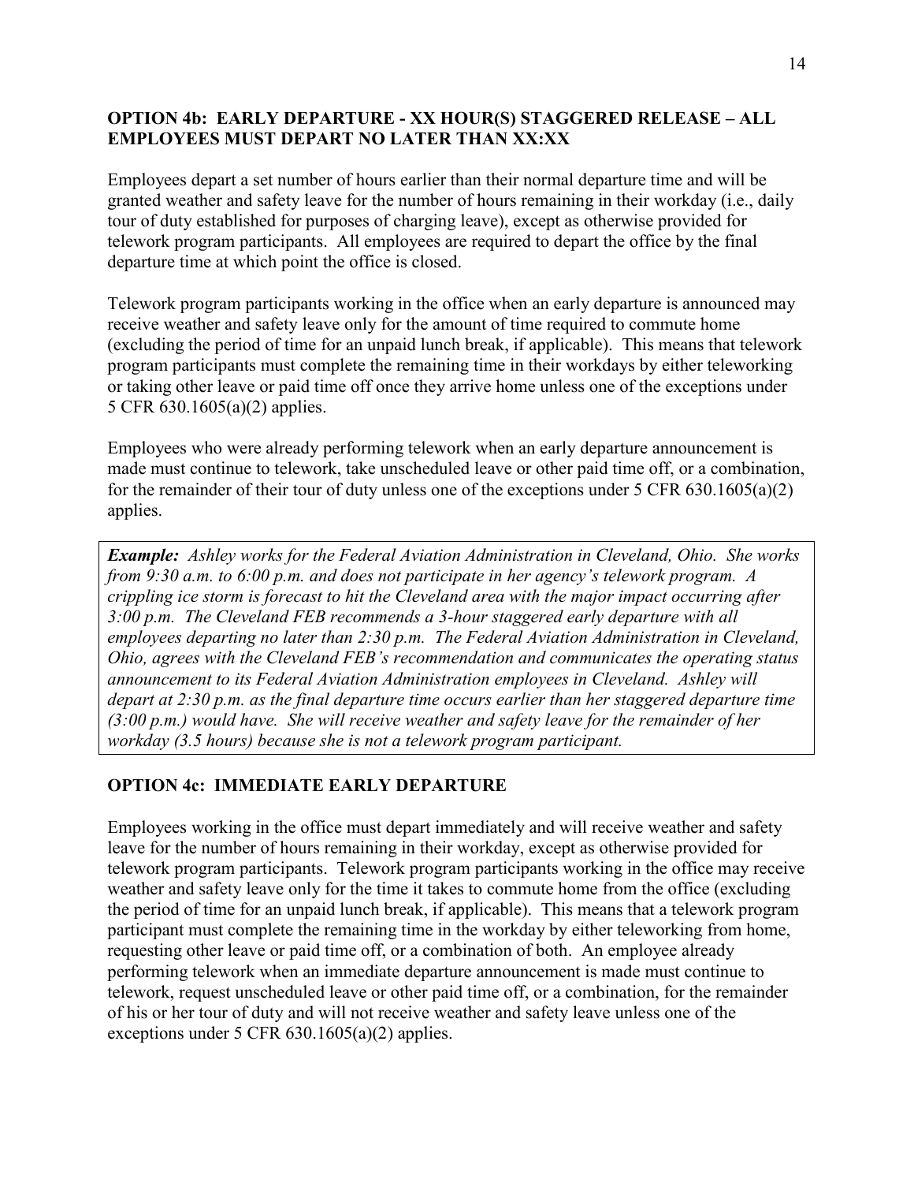### OPTION 4b: EARLY DEPARTURE - XX HOUR(S) STAGGERED RELEASE – ALL EMPLOYEES MUST DEPART NO LATER THAN XX:XX

Employees depart a set number of hours earlier than their normal departure time and will be granted weather and safety leave for the number of hours remaining in their workday (i.e., daily tour of duty established for purposes of charging leave), except as otherwise provided for telework program participants. All employees are required to depart the office by the final departure time at which point the office is closed.

Telework program participants working in the office when an early departure is announced may receive weather and safety leave only for the amount of time required to commute home (excluding the period of time for an unpaid lunch break, if applicable). This means that telework program participants must complete the remaining time in their workdays by either teleworking or taking other leave or paid time off once they arrive home unless one of the exceptions under 5 CFR 630.1605(a)(2) applies.

Employees who were already performing telework when an early departure announcement is made must continue to telework, take unscheduled leave or other paid time off, or a combination, for the remainder of their tour of duty unless one of the exceptions under 5 CFR 630.1605(a)(2) applies.

> ***Example:*** *Ashley works for the Federal Aviation Administration in Cleveland, Ohio. She works from 9:30 a.m. to 6:00 p.m. and does not participate in her agency's telework program. A crippling ice storm is forecast to hit the Cleveland area with the major impact occurring after 3:00 p.m. The Cleveland FEB recommends a 3-hour staggered early departure with all employees departing no later than 2:30 p.m. The Federal Aviation Administration in Cleveland, Ohio, agrees with the Cleveland FEB's recommendation and communicates the operating status announcement to its Federal Aviation Administration employees in Cleveland. Ashley will depart at 2:30 p.m. as the final departure time occurs earlier than her staggered departure time (3:00 p.m.) would have. She will receive weather and safety leave for the remainder of her workday (3.5 hours) because she is not a telework program participant.*

### OPTION 4c: IMMEDIATE EARLY DEPARTURE

Employees working in the office must depart immediately and will receive weather and safety leave for the number of hours remaining in their workday, except as otherwise provided for telework program participants. Telework program participants working in the office may receive weather and safety leave only for the time it takes to commute home from the office (excluding the period of time for an unpaid lunch break, if applicable). This means that a telework program participant must complete the remaining time in the workday by either teleworking from home, requesting other leave or paid time off, or a combination of both. An employee already performing telework when an immediate departure announcement is made must continue to telework, request unscheduled leave or other paid time off, or a combination, for the remainder of his or her tour of duty and will not receive weather and safety leave unless one of the exceptions under 5 CFR 630.1605(a)(2) applies.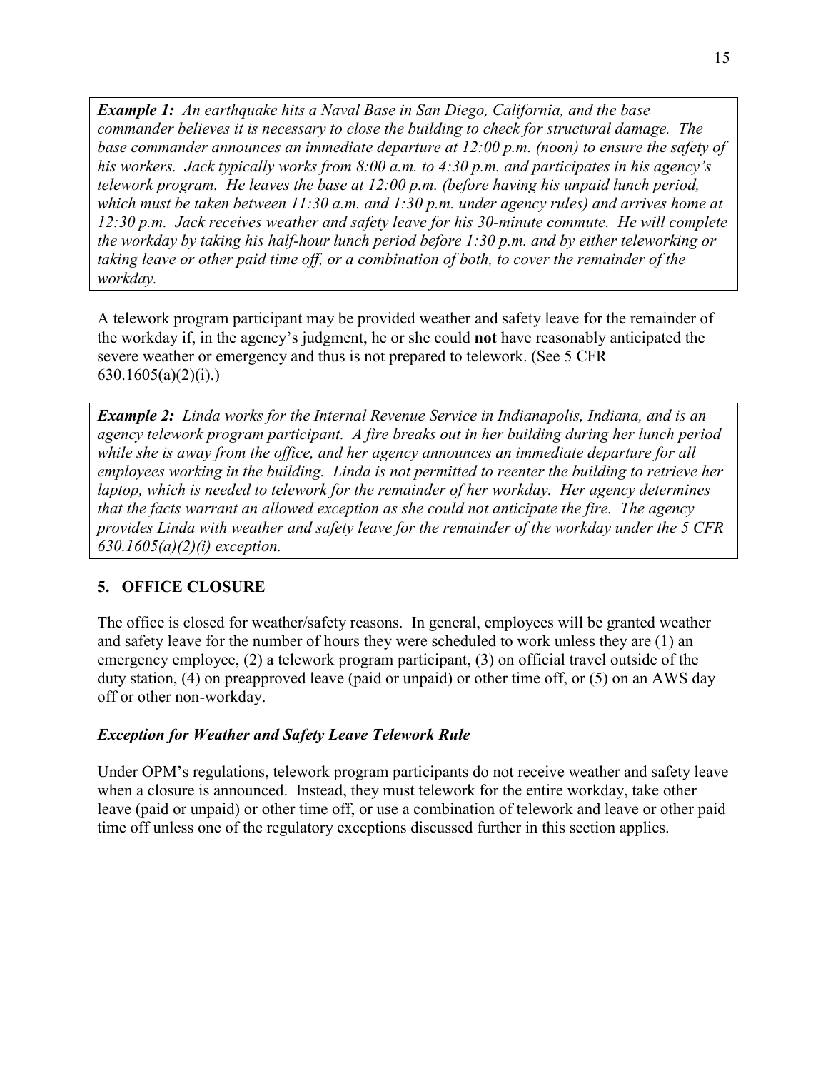***Example 1:*** *An earthquake hits a Naval Base in San Diego, California, and the base commander believes it is necessary to close the building to check for structural damage. The base commander announces an immediate departure at 12:00 p.m. (noon) to ensure the safety of his workers. Jack typically works from 8:00 a.m. to 4:30 p.m. and participates in his agency's telework program. He leaves the base at 12:00 p.m. (before having his unpaid lunch period, which must be taken between 11:30 a.m. and 1:30 p.m. under agency rules) and arrives home at 12:30 p.m. Jack receives weather and safety leave for his 30-minute commute. He will complete the workday by taking his half-hour lunch period before 1:30 p.m. and by either teleworking or taking leave or other paid time off, or a combination of both, to cover the remainder of the workday.*

A telework program participant may be provided weather and safety leave for the remainder of the workday if, in the agency's judgment, he or she could **not** have reasonably anticipated the severe weather or emergency and thus is not prepared to telework. (See 5 CFR 630.1605(a)(2)(i).)

***Example 2:*** *Linda works for the Internal Revenue Service in Indianapolis, Indiana, and is an agency telework program participant. A fire breaks out in her building during her lunch period while she is away from the office, and her agency announces an immediate departure for all employees working in the building. Linda is not permitted to reenter the building to retrieve her laptop, which is needed to telework for the remainder of her workday. Her agency determines that the facts warrant an allowed exception as she could not anticipate the fire. The agency provides Linda with weather and safety leave for the remainder of the workday under the 5 CFR 630.1605(a)(2)(i) exception.*

## 5. OFFICE CLOSURE

The office is closed for weather/safety reasons. In general, employees will be granted weather and safety leave for the number of hours they were scheduled to work unless they are (1) an emergency employee, (2) a telework program participant, (3) on official travel outside of the duty station, (4) on preapproved leave (paid or unpaid) or other time off, or (5) on an AWS day off or other non-workday.

### *Exception for Weather and Safety Leave Telework Rule*

Under OPM's regulations, telework program participants do not receive weather and safety leave when a closure is announced. Instead, they must telework for the entire workday, take other leave (paid or unpaid) or other time off, or use a combination of telework and leave or other paid time off unless one of the regulatory exceptions discussed further in this section applies.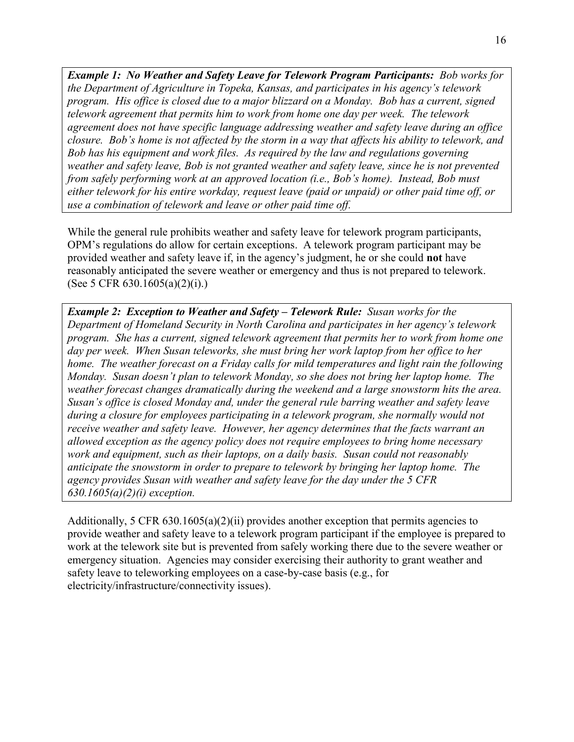***Example 1: No Weather and Safety Leave for Telework Program Participants:*** *Bob works for the Department of Agriculture in Topeka, Kansas, and participates in his agency's telework program. His office is closed due to a major blizzard on a Monday. Bob has a current, signed telework agreement that permits him to work from home one day per week. The telework agreement does not have specific language addressing weather and safety leave during an office closure. Bob's home is not affected by the storm in a way that affects his ability to telework, and Bob has his equipment and work files. As required by the law and regulations governing weather and safety leave, Bob is not granted weather and safety leave, since he is not prevented from safely performing work at an approved location (i.e., Bob's home). Instead, Bob must either telework for his entire workday, request leave (paid or unpaid) or other paid time off, or use a combination of telework and leave or other paid time off.*

While the general rule prohibits weather and safety leave for telework program participants, OPM's regulations do allow for certain exceptions. A telework program participant may be provided weather and safety leave if, in the agency's judgment, he or she could **not** have reasonably anticipated the severe weather or emergency and thus is not prepared to telework. (See 5 CFR 630.1605(a)(2)(i).)

***Example 2: Exception to Weather and Safety – Telework Rule:*** *Susan works for the Department of Homeland Security in North Carolina and participates in her agency's telework program. She has a current, signed telework agreement that permits her to work from home one day per week. When Susan teleworks, she must bring her work laptop from her office to her home. The weather forecast on a Friday calls for mild temperatures and light rain the following Monday. Susan doesn't plan to telework Monday, so she does not bring her laptop home. The weather forecast changes dramatically during the weekend and a large snowstorm hits the area. Susan's office is closed Monday and, under the general rule barring weather and safety leave during a closure for employees participating in a telework program, she normally would not receive weather and safety leave. However, her agency determines that the facts warrant an allowed exception as the agency policy does not require employees to bring home necessary work and equipment, such as their laptops, on a daily basis. Susan could not reasonably anticipate the snowstorm in order to prepare to telework by bringing her laptop home. The agency provides Susan with weather and safety leave for the day under the 5 CFR 630.1605(a)(2)(i) exception.*

Additionally, 5 CFR 630.1605(a)(2)(ii) provides another exception that permits agencies to provide weather and safety leave to a telework program participant if the employee is prepared to work at the telework site but is prevented from safely working there due to the severe weather or emergency situation. Agencies may consider exercising their authority to grant weather and safety leave to teleworking employees on a case-by-case basis (e.g., for electricity/infrastructure/connectivity issues).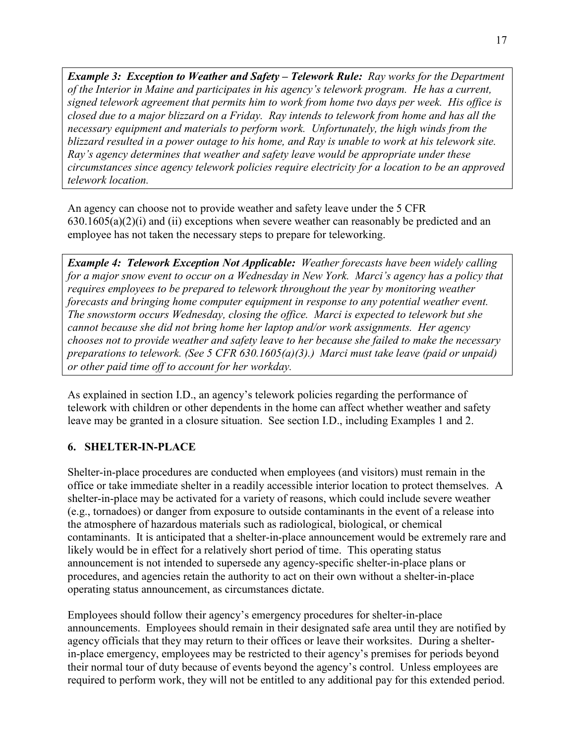*Example 3: Exception to Weather and Safety – Telework Rule: Ray works for the Department of the Interior in Maine and participates in his agency's telework program. He has a current, signed telework agreement that permits him to work from home two days per week. His office is closed due to a major blizzard on a Friday. Ray intends to telework from home and has all the necessary equipment and materials to perform work. Unfortunately, the high winds from the blizzard resulted in a power outage to his home, and Ray is unable to work at his telework site. Ray's agency determines that weather and safety leave would be appropriate under these circumstances since agency telework policies require electricity for a location to be an approved telework location.*

An agency can choose not to provide weather and safety leave under the 5 CFR 630.1605(a)(2)(i) and (ii) exceptions when severe weather can reasonably be predicted and an employee has not taken the necessary steps to prepare for teleworking.

*Example 4: Telework Exception Not Applicable: Weather forecasts have been widely calling for a major snow event to occur on a Wednesday in New York. Marci's agency has a policy that requires employees to be prepared to telework throughout the year by monitoring weather forecasts and bringing home computer equipment in response to any potential weather event. The snowstorm occurs Wednesday, closing the office. Marci is expected to telework but she cannot because she did not bring home her laptop and/or work assignments. Her agency chooses not to provide weather and safety leave to her because she failed to make the necessary preparations to telework. (See 5 CFR 630.1605(a)(3).) Marci must take leave (paid or unpaid) or other paid time off to account for her workday.*

As explained in section I.D., an agency's telework policies regarding the performance of telework with children or other dependents in the home can affect whether weather and safety leave may be granted in a closure situation. See section I.D., including Examples 1 and 2.

## 6. SHELTER-IN-PLACE

Shelter-in-place procedures are conducted when employees (and visitors) must remain in the office or take immediate shelter in a readily accessible interior location to protect themselves. A shelter-in-place may be activated for a variety of reasons, which could include severe weather (e.g., tornadoes) or danger from exposure to outside contaminants in the event of a release into the atmosphere of hazardous materials such as radiological, biological, or chemical contaminants. It is anticipated that a shelter-in-place announcement would be extremely rare and likely would be in effect for a relatively short period of time. This operating status announcement is not intended to supersede any agency-specific shelter-in-place plans or procedures, and agencies retain the authority to act on their own without a shelter-in-place operating status announcement, as circumstances dictate.

Employees should follow their agency's emergency procedures for shelter-in-place announcements. Employees should remain in their designated safe area until they are notified by agency officials that they may return to their offices or leave their worksites. During a shelter-in-place emergency, employees may be restricted to their agency's premises for periods beyond their normal tour of duty because of events beyond the agency's control. Unless employees are required to perform work, they will not be entitled to any additional pay for this extended period.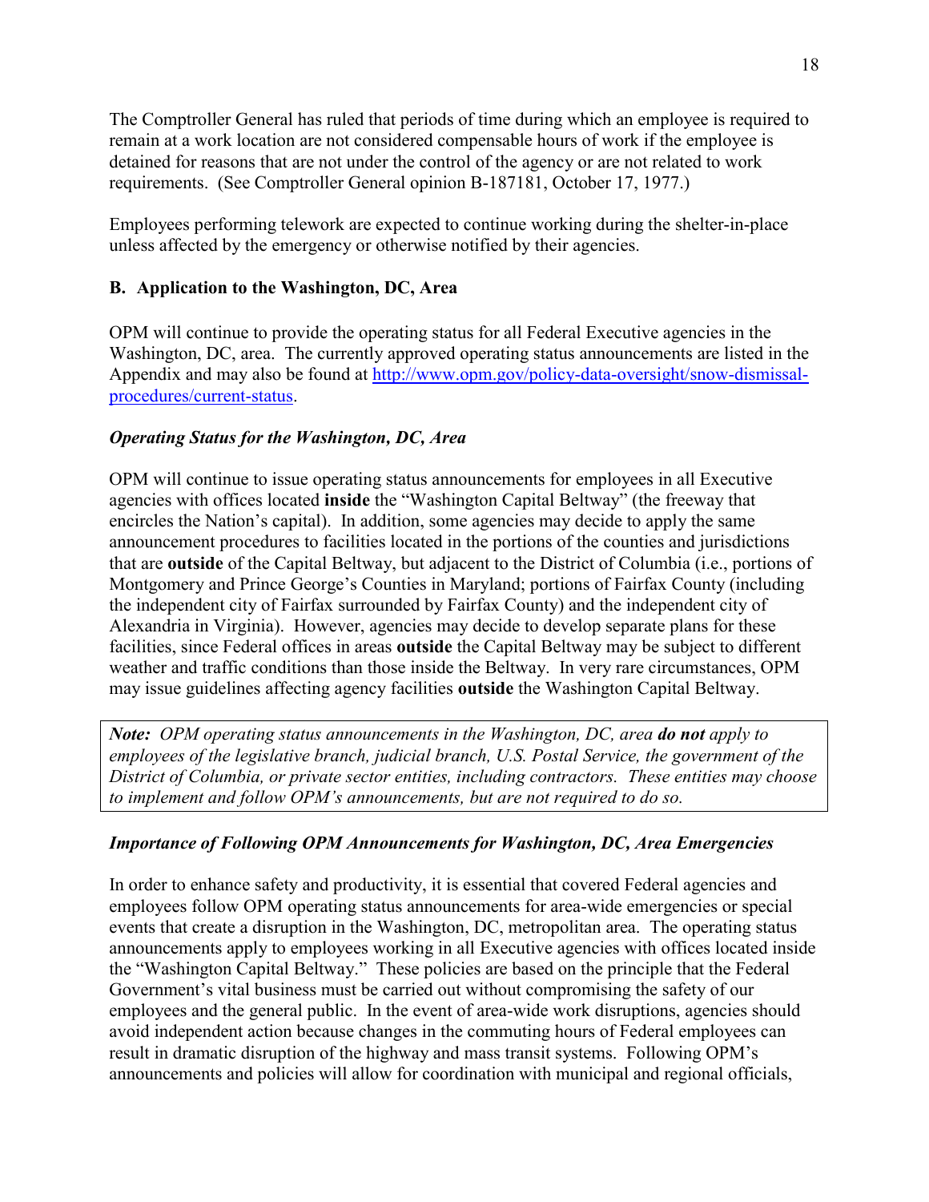The Comptroller General has ruled that periods of time during which an employee is required to remain at a work location are not considered compensable hours of work if the employee is detained for reasons that are not under the control of the agency or are not related to work requirements. (See Comptroller General opinion B-187181, October 17, 1977.)

Employees performing telework are expected to continue working during the shelter-in-place unless affected by the emergency or otherwise notified by their agencies.

## B. Application to the Washington, DC, Area

OPM will continue to provide the operating status for all Federal Executive agencies in the Washington, DC, area. The currently approved operating status announcements are listed in the Appendix and may also be found at [http://www.opm.gov/policy-data-oversight/snow-dismissal-procedures/current-status](http://www.opm.gov/policy-data-oversight/snow-dismissal-procedures/current-status).

### *Operating Status for the Washington, DC, Area*

OPM will continue to issue operating status announcements for employees in all Executive agencies with offices located **inside** the "Washington Capital Beltway" (the freeway that encircles the Nation's capital). In addition, some agencies may decide to apply the same announcement procedures to facilities located in the portions of the counties and jurisdictions that are **outside** of the Capital Beltway, but adjacent to the District of Columbia (i.e., portions of Montgomery and Prince George's Counties in Maryland; portions of Fairfax County (including the independent city of Fairfax surrounded by Fairfax County) and the independent city of Alexandria in Virginia). However, agencies may decide to develop separate plans for these facilities, since Federal offices in areas **outside** the Capital Beltway may be subject to different weather and traffic conditions than those inside the Beltway. In very rare circumstances, OPM may issue guidelines affecting agency facilities **outside** the Washington Capital Beltway.

> ***Note:*** *OPM operating status announcements in the Washington, DC, area* ***do not*** *apply to employees of the legislative branch, judicial branch, U.S. Postal Service, the government of the District of Columbia, or private sector entities, including contractors. These entities may choose to implement and follow OPM's announcements, but are not required to do so.*

### *Importance of Following OPM Announcements for Washington, DC, Area Emergencies*

In order to enhance safety and productivity, it is essential that covered Federal agencies and employees follow OPM operating status announcements for area-wide emergencies or special events that create a disruption in the Washington, DC, metropolitan area. The operating status announcements apply to employees working in all Executive agencies with offices located inside the "Washington Capital Beltway." These policies are based on the principle that the Federal Government's vital business must be carried out without compromising the safety of our employees and the general public. In the event of area-wide work disruptions, agencies should avoid independent action because changes in the commuting hours of Federal employees can result in dramatic disruption of the highway and mass transit systems. Following OPM's announcements and policies will allow for coordination with municipal and regional officials,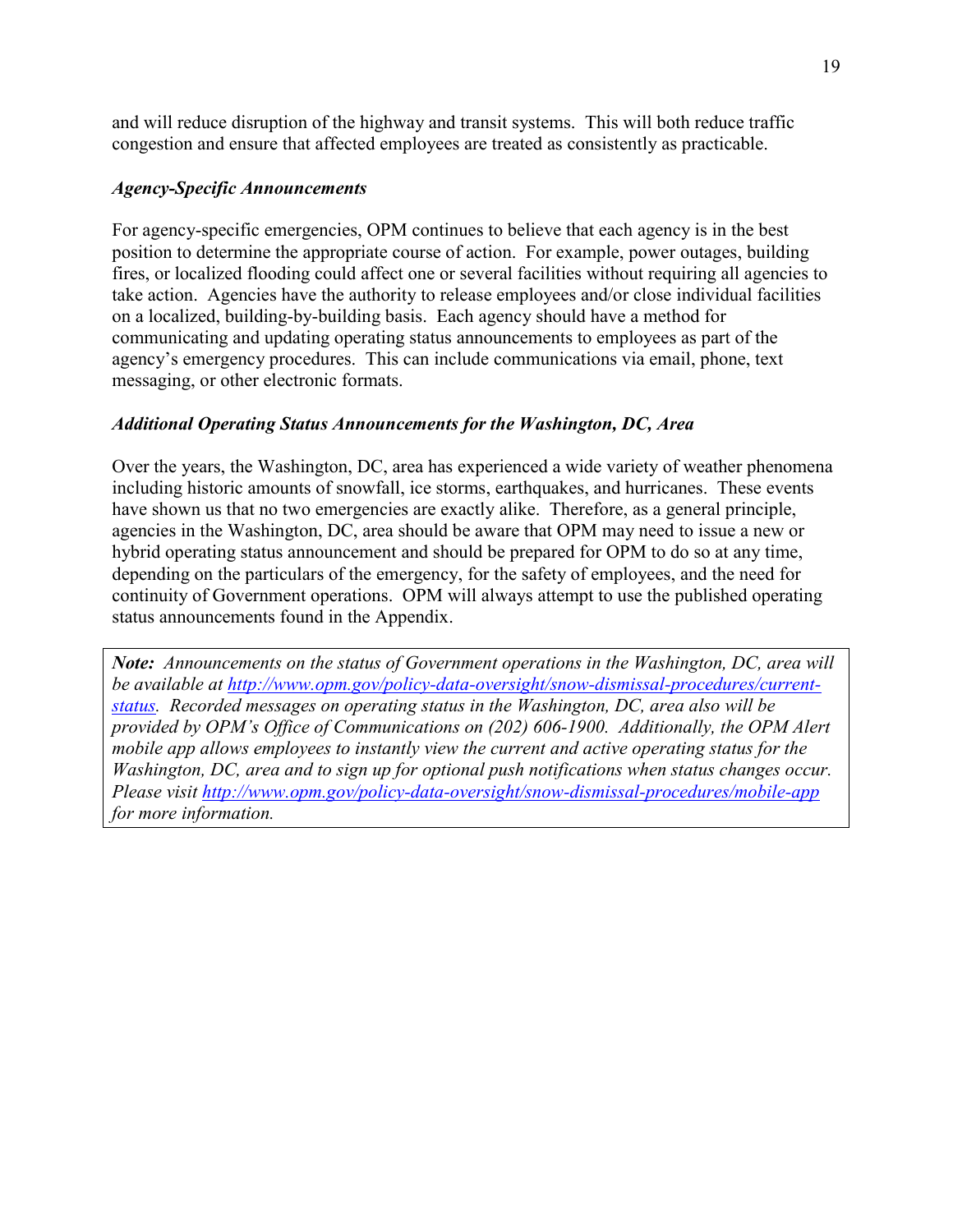and will reduce disruption of the highway and transit systems.  This will both reduce traffic congestion and ensure that affected employees are treated as consistently as practicable.

### *Agency-Specific Announcements*

For agency-specific emergencies, OPM continues to believe that each agency is in the best position to determine the appropriate course of action.  For example, power outages, building fires, or localized flooding could affect one or several facilities without requiring all agencies to take action.  Agencies have the authority to release employees and/or close individual facilities on a localized, building-by-building basis.  Each agency should have a method for communicating and updating operating status announcements to employees as part of the agency's emergency procedures.  This can include communications via email, phone, text messaging, or other electronic formats.

### *Additional Operating Status Announcements for the Washington, DC, Area*

Over the years, the Washington, DC, area has experienced a wide variety of weather phenomena including historic amounts of snowfall, ice storms, earthquakes, and hurricanes.  These events have shown us that no two emergencies are exactly alike.  Therefore, as a general principle, agencies in the Washington, DC, area should be aware that OPM may need to issue a new or hybrid operating status announcement and should be prepared for OPM to do so at any time, depending on the particulars of the emergency, for the safety of employees, and the need for continuity of Government operations.  OPM will always attempt to use the published operating status announcements found in the Appendix.

> ***Note:*** *Announcements on the status of Government operations in the Washington, DC, area will be available at [http://www.opm.gov/policy-data-oversight/snow-dismissal-procedures/current-status](http://www.opm.gov/policy-data-oversight/snow-dismissal-procedures/current-status).  Recorded messages on operating status in the Washington, DC, area also will be provided by OPM's Office of Communications on (202) 606-1900.  Additionally, the OPM Alert mobile app allows employees to instantly view the current and active operating status for the Washington, DC, area and to sign up for optional push notifications when status changes occur.  Please visit [http://www.opm.gov/policy-data-oversight/snow-dismissal-procedures/mobile-app](http://www.opm.gov/policy-data-oversight/snow-dismissal-procedures/mobile-app) for more information.*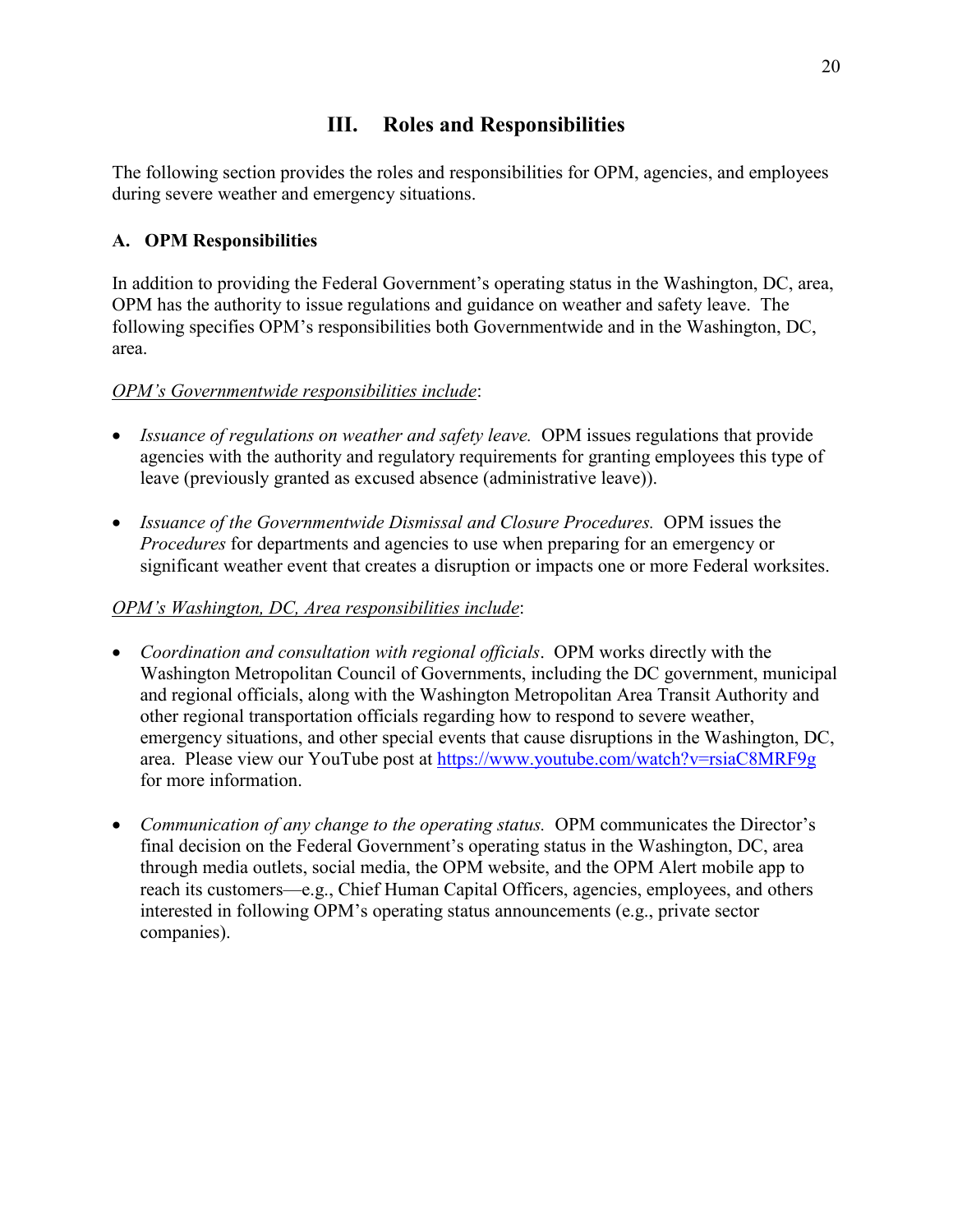# III. Roles and Responsibilities

The following section provides the roles and responsibilities for OPM, agencies, and employees during severe weather and emergency situations.

## A. OPM Responsibilities

In addition to providing the Federal Government's operating status in the Washington, DC, area, OPM has the authority to issue regulations and guidance on weather and safety leave. The following specifies OPM's responsibilities both Governmentwide and in the Washington, DC, area.

<u>*OPM's Governmentwide responsibilities include*</u>:

- *Issuance of regulations on weather and safety leave.* OPM issues regulations that provide agencies with the authority and regulatory requirements for granting employees this type of leave (previously granted as excused absence (administrative leave)).

- *Issuance of the Governmentwide Dismissal and Closure Procedures.* OPM issues the *Procedures* for departments and agencies to use when preparing for an emergency or significant weather event that creates a disruption or impacts one or more Federal worksites.

<u>*OPM's Washington, DC, Area responsibilities include*</u>:

- *Coordination and consultation with regional officials*. OPM works directly with the Washington Metropolitan Council of Governments, including the DC government, municipal and regional officials, along with the Washington Metropolitan Area Transit Authority and other regional transportation officials regarding how to respond to severe weather, emergency situations, and other special events that cause disruptions in the Washington, DC, area. Please view our YouTube post at https://www.youtube.com/watch?v=rsiaC8MRF9g for more information.

- *Communication of any change to the operating status.* OPM communicates the Director's final decision on the Federal Government's operating status in the Washington, DC, area through media outlets, social media, the OPM website, and the OPM Alert mobile app to reach its customers—e.g., Chief Human Capital Officers, agencies, employees, and others interested in following OPM's operating status announcements (e.g., private sector companies).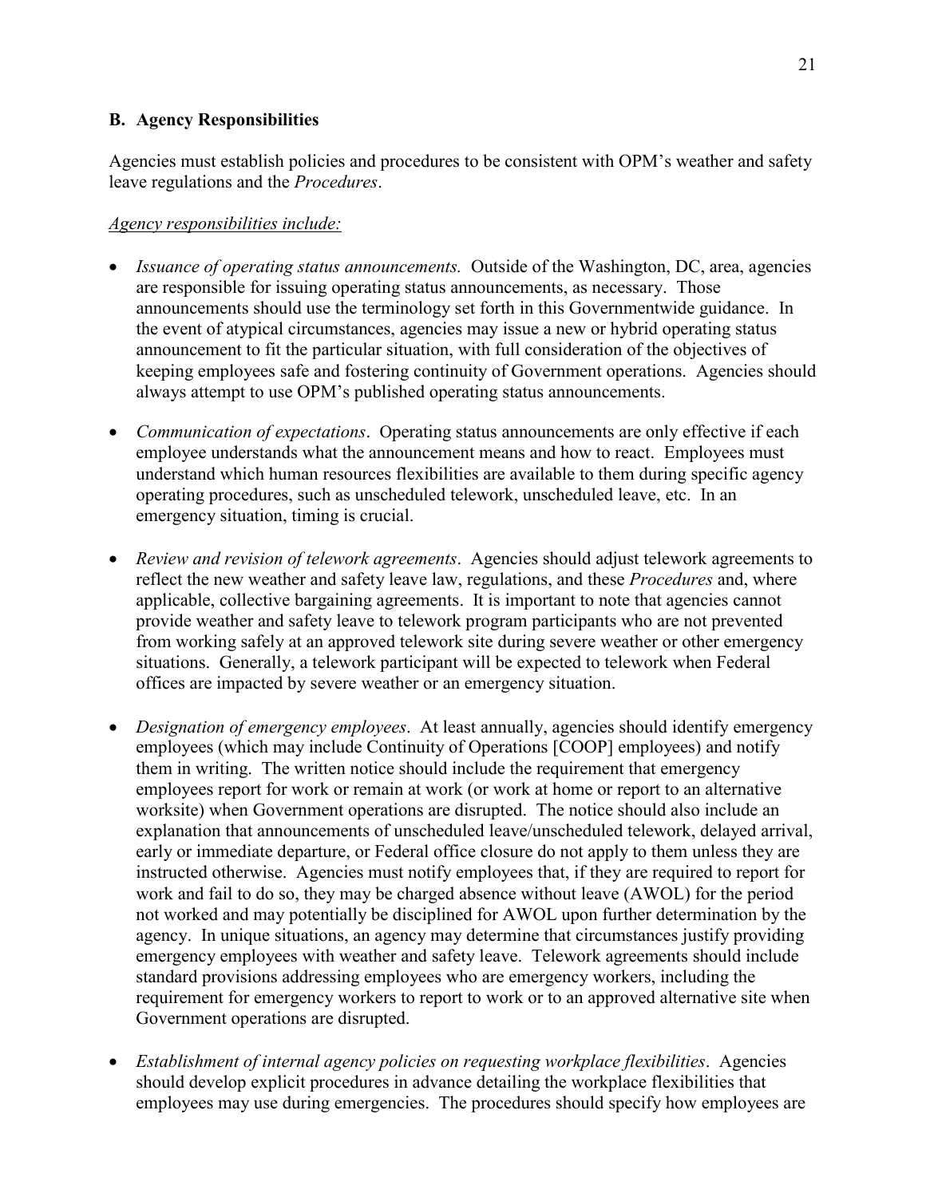## B. Agency Responsibilities

Agencies must establish policies and procedures to be consistent with OPM's weather and safety leave regulations and the *Procedures*.

*Agency responsibilities include:*

- *Issuance of operating status announcements.* Outside of the Washington, DC, area, agencies are responsible for issuing operating status announcements, as necessary. Those announcements should use the terminology set forth in this Governmentwide guidance. In the event of atypical circumstances, agencies may issue a new or hybrid operating status announcement to fit the particular situation, with full consideration of the objectives of keeping employees safe and fostering continuity of Government operations. Agencies should always attempt to use OPM's published operating status announcements.

- *Communication of expectations*. Operating status announcements are only effective if each employee understands what the announcement means and how to react. Employees must understand which human resources flexibilities are available to them during specific agency operating procedures, such as unscheduled telework, unscheduled leave, etc. In an emergency situation, timing is crucial.

- *Review and revision of telework agreements*. Agencies should adjust telework agreements to reflect the new weather and safety leave law, regulations, and these *Procedures* and, where applicable, collective bargaining agreements. It is important to note that agencies cannot provide weather and safety leave to telework program participants who are not prevented from working safely at an approved telework site during severe weather or other emergency situations. Generally, a telework participant will be expected to telework when Federal offices are impacted by severe weather or an emergency situation.

- *Designation of emergency employees*. At least annually, agencies should identify emergency employees (which may include Continuity of Operations [COOP] employees) and notify them in writing. The written notice should include the requirement that emergency employees report for work or remain at work (or work at home or report to an alternative worksite) when Government operations are disrupted. The notice should also include an explanation that announcements of unscheduled leave/unscheduled telework, delayed arrival, early or immediate departure, or Federal office closure do not apply to them unless they are instructed otherwise. Agencies must notify employees that, if they are required to report for work and fail to do so, they may be charged absence without leave (AWOL) for the period not worked and may potentially be disciplined for AWOL upon further determination by the agency. In unique situations, an agency may determine that circumstances justify providing emergency employees with weather and safety leave. Telework agreements should include standard provisions addressing employees who are emergency workers, including the requirement for emergency workers to report to work or to an approved alternative site when Government operations are disrupted.

- *Establishment of internal agency policies on requesting workplace flexibilities*. Agencies should develop explicit procedures in advance detailing the workplace flexibilities that employees may use during emergencies. The procedures should specify how employees are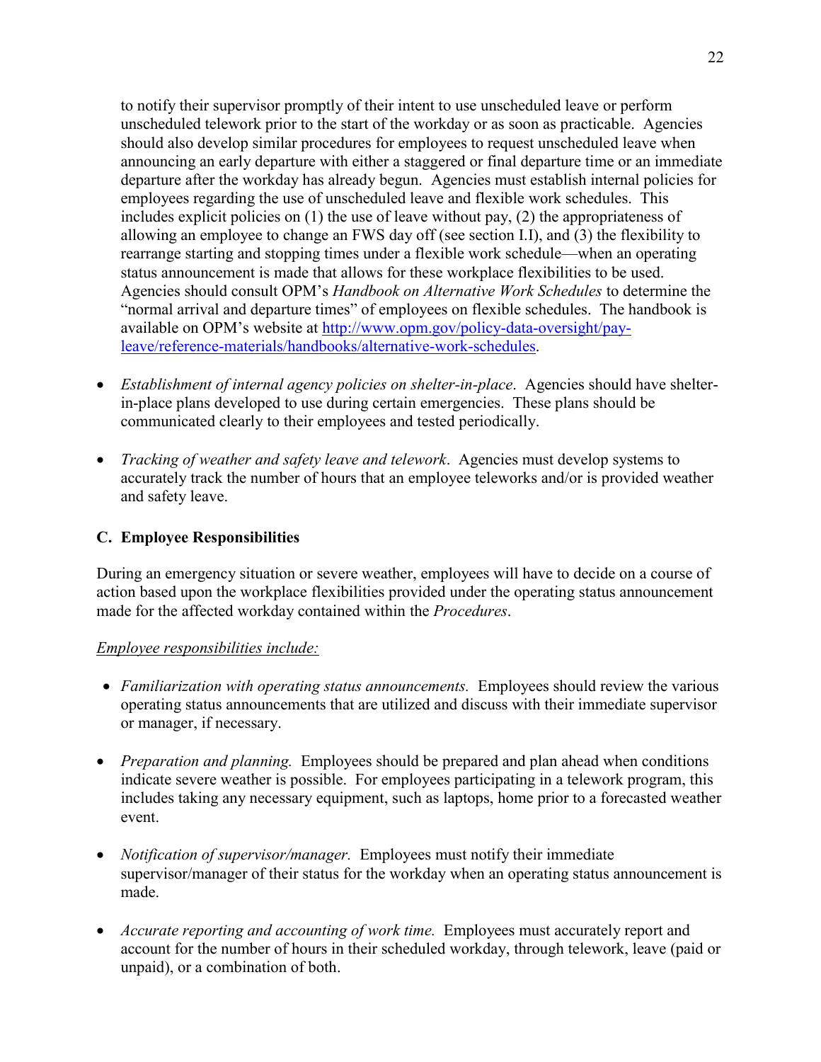to notify their supervisor promptly of their intent to use unscheduled leave or perform unscheduled telework prior to the start of the workday or as soon as practicable. Agencies should also develop similar procedures for employees to request unscheduled leave when announcing an early departure with either a staggered or final departure time or an immediate departure after the workday has already begun. Agencies must establish internal policies for employees regarding the use of unscheduled leave and flexible work schedules. This includes explicit policies on (1) the use of leave without pay, (2) the appropriateness of allowing an employee to change an FWS day off (see section I.I), and (3) the flexibility to rearrange starting and stopping times under a flexible work schedule—when an operating status announcement is made that allows for these workplace flexibilities to be used. Agencies should consult OPM's *Handbook on Alternative Work Schedules* to determine the "normal arrival and departure times" of employees on flexible schedules. The handbook is available on OPM's website at [http://www.opm.gov/policy-data-oversight/pay-leave/reference-materials/handbooks/alternative-work-schedules](http://www.opm.gov/policy-data-oversight/pay-leave/reference-materials/handbooks/alternative-work-schedules).

- *Establishment of internal agency policies on shelter-in-place*. Agencies should have shelter-in-place plans developed to use during certain emergencies. These plans should be communicated clearly to their employees and tested periodically.

- *Tracking of weather and safety leave and telework*. Agencies must develop systems to accurately track the number of hours that an employee teleworks and/or is provided weather and safety leave.

### C. Employee Responsibilities

During an emergency situation or severe weather, employees will have to decide on a course of action based upon the workplace flexibilities provided under the operating status announcement made for the affected workday contained within the *Procedures*.

<u>*Employee responsibilities include:*</u>

- *Familiarization with operating status announcements.* Employees should review the various operating status announcements that are utilized and discuss with their immediate supervisor or manager, if necessary.

- *Preparation and planning.* Employees should be prepared and plan ahead when conditions indicate severe weather is possible. For employees participating in a telework program, this includes taking any necessary equipment, such as laptops, home prior to a forecasted weather event.

- *Notification of supervisor/manager.* Employees must notify their immediate supervisor/manager of their status for the workday when an operating status announcement is made.

- *Accurate reporting and accounting of work time.* Employees must accurately report and account for the number of hours in their scheduled workday, through telework, leave (paid or unpaid), or a combination of both.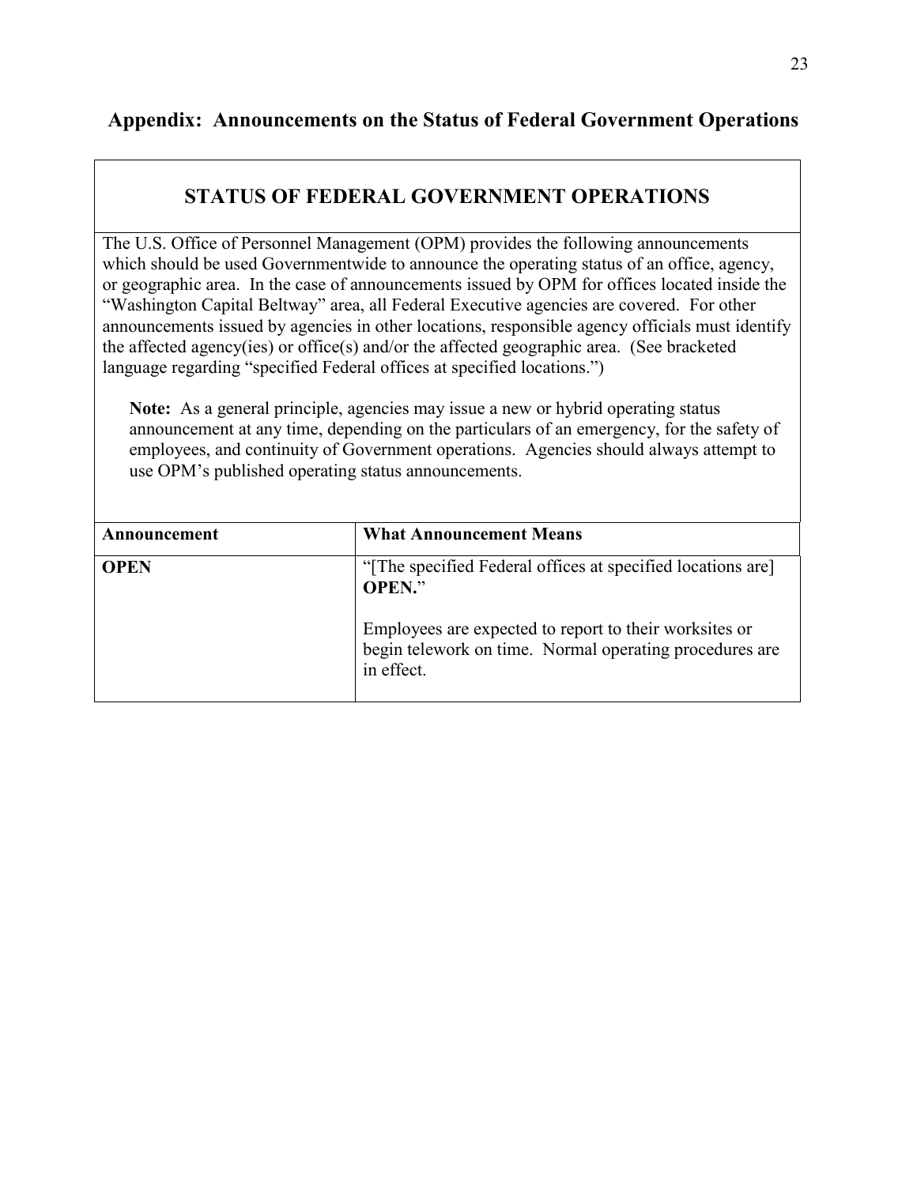## Appendix: Announcements on the Status of Federal Government Operations

### STATUS OF FEDERAL GOVERNMENT OPERATIONS

The U.S. Office of Personnel Management (OPM) provides the following announcements which should be used Governmentwide to announce the operating status of an office, agency, or geographic area. In the case of announcements issued by OPM for offices located inside the "Washington Capital Beltway" area, all Federal Executive agencies are covered. For other announcements issued by agencies in other locations, responsible agency officials must identify the affected agency(ies) or office(s) and/or the affected geographic area. (See bracketed language regarding "specified Federal offices at specified locations.")

> **Note:** As a general principle, agencies may issue a new or hybrid operating status announcement at any time, depending on the particulars of an emergency, for the safety of employees, and continuity of Government operations. Agencies should always attempt to use OPM's published operating status announcements.

| Announcement | What Announcement Means |
|---|---|
| **OPEN** | "[The specified Federal offices at specified locations are] **OPEN.**"<br><br>Employees are expected to report to their worksites or begin telework on time. Normal operating procedures are in effect. |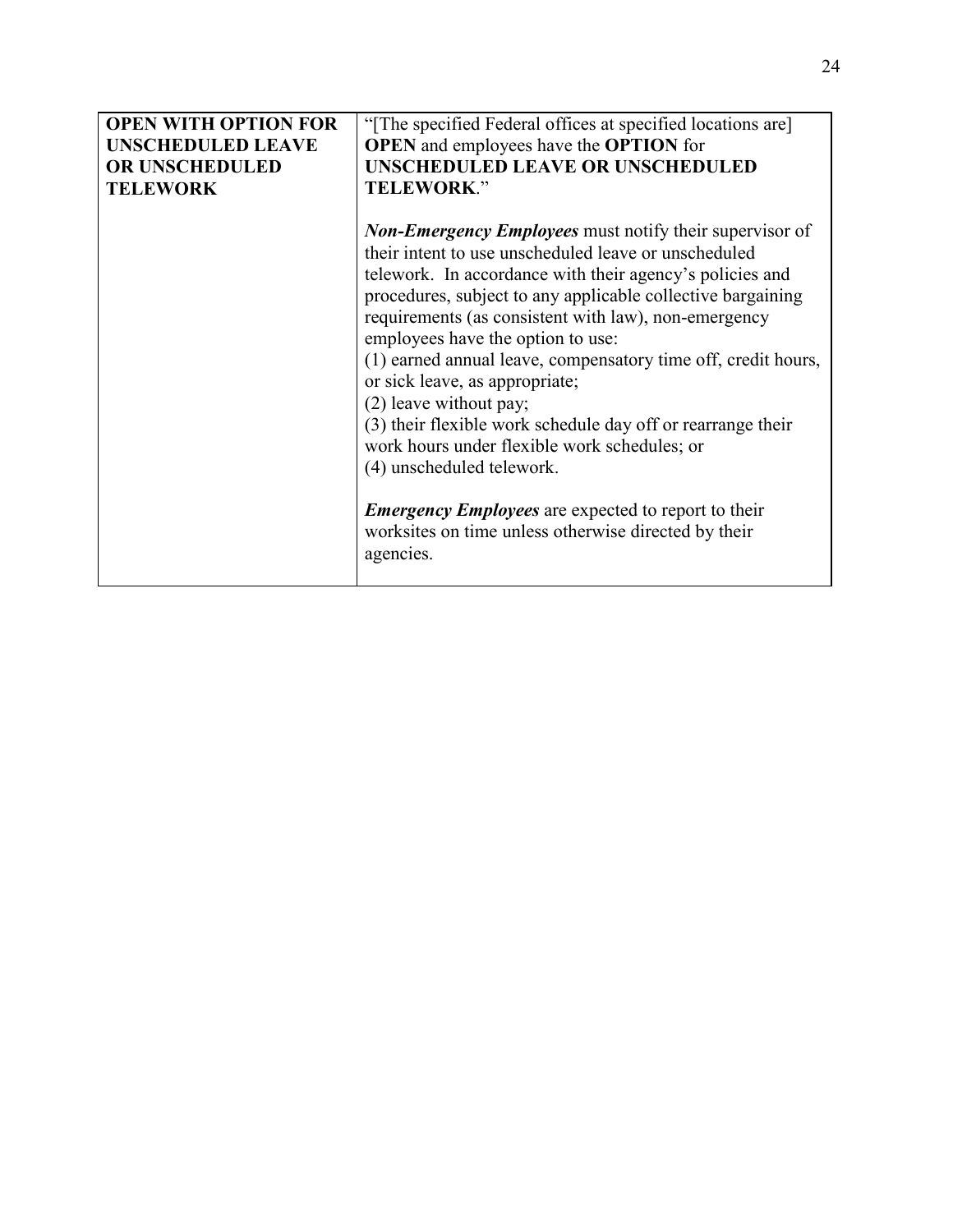| | |
|---|---|
| **OPEN WITH OPTION FOR UNSCHEDULED LEAVE OR UNSCHEDULED TELEWORK** | "[The specified Federal offices at specified locations are] **OPEN** and employees have the **OPTION** for **UNSCHEDULED LEAVE OR UNSCHEDULED TELEWORK**."<br><br>***Non-Emergency Employees*** must notify their supervisor of their intent to use unscheduled leave or unscheduled telework. In accordance with their agency's policies and procedures, subject to any applicable collective bargaining requirements (as consistent with law), non-emergency employees have the option to use:<br>(1) earned annual leave, compensatory time off, credit hours, or sick leave, as appropriate;<br>(2) leave without pay;<br>(3) their flexible work schedule day off or rearrange their work hours under flexible work schedules; or<br>(4) unscheduled telework.<br><br>***Emergency Employees*** are expected to report to their worksites on time unless otherwise directed by their agencies. |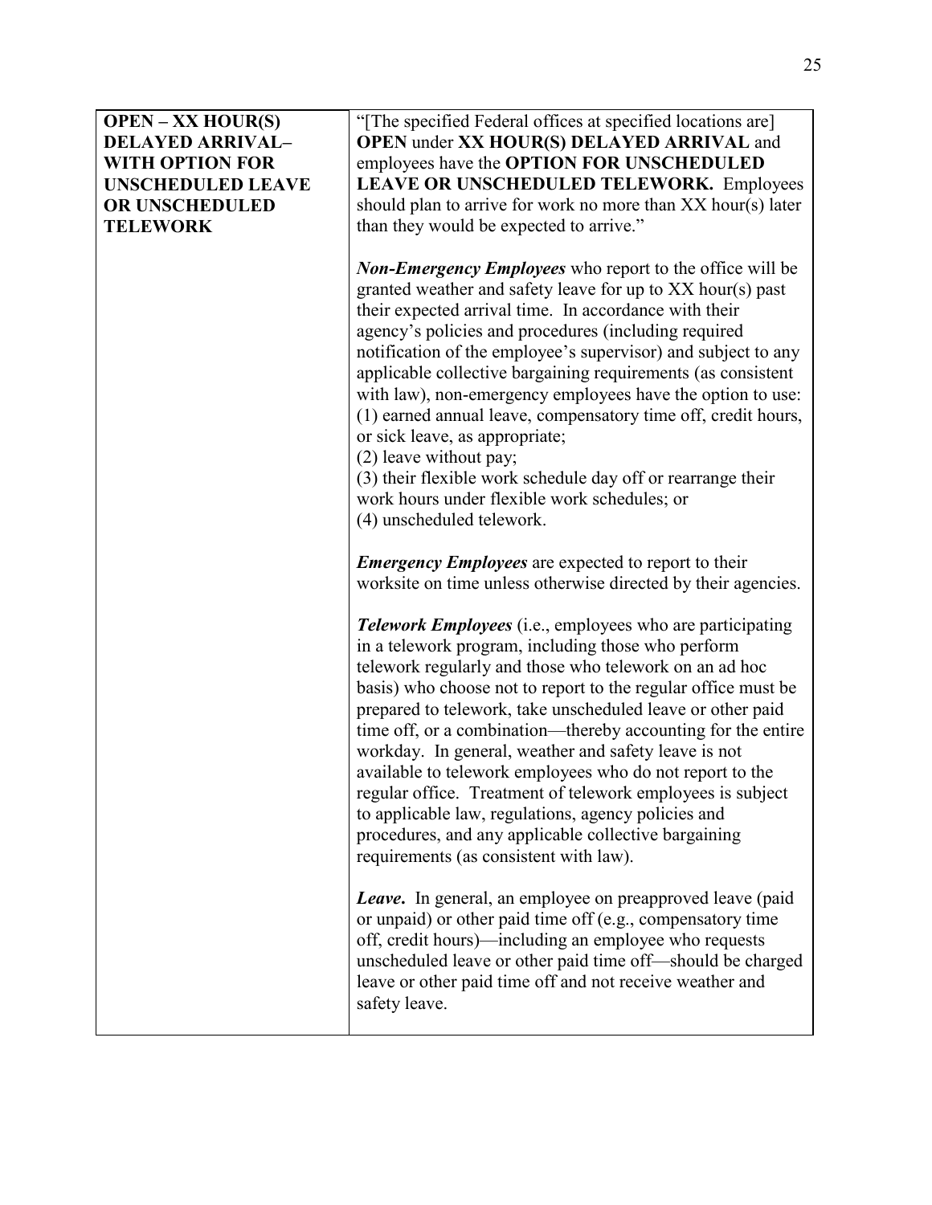| | |
|---|---|
| **OPEN – XX HOUR(S) DELAYED ARRIVAL– WITH OPTION FOR UNSCHEDULED LEAVE OR UNSCHEDULED TELEWORK** | "[The specified Federal offices at specified locations are] **OPEN** under **XX HOUR(S) DELAYED ARRIVAL** and employees have the **OPTION FOR UNSCHEDULED LEAVE OR UNSCHEDULED TELEWORK.** Employees should plan to arrive for work no more than XX hour(s) later than they would be expected to arrive."<br><br>***Non-Emergency Employees*** who report to the office will be granted weather and safety leave for up to XX hour(s) past their expected arrival time. In accordance with their agency's policies and procedures (including required notification of the employee's supervisor) and subject to any applicable collective bargaining requirements (as consistent with law), non-emergency employees have the option to use:<br>(1) earned annual leave, compensatory time off, credit hours, or sick leave, as appropriate;<br>(2) leave without pay;<br>(3) their flexible work schedule day off or rearrange their work hours under flexible work schedules; or<br>(4) unscheduled telework.<br><br>***Emergency Employees*** are expected to report to their worksite on time unless otherwise directed by their agencies.<br><br>***Telework Employees*** (i.e., employees who are participating in a telework program, including those who perform telework regularly and those who telework on an ad hoc basis) who choose not to report to the regular office must be prepared to telework, take unscheduled leave or other paid time off, or a combination—thereby accounting for the entire workday. In general, weather and safety leave is not available to telework employees who do not report to the regular office. Treatment of telework employees is subject to applicable law, regulations, agency policies and procedures, and any applicable collective bargaining requirements (as consistent with law).<br><br>***Leave***. In general, an employee on preapproved leave (paid or unpaid) or other paid time off (e.g., compensatory time off, credit hours)—including an employee who requests unscheduled leave or other paid time off—should be charged leave or other paid time off and not receive weather and safety leave. |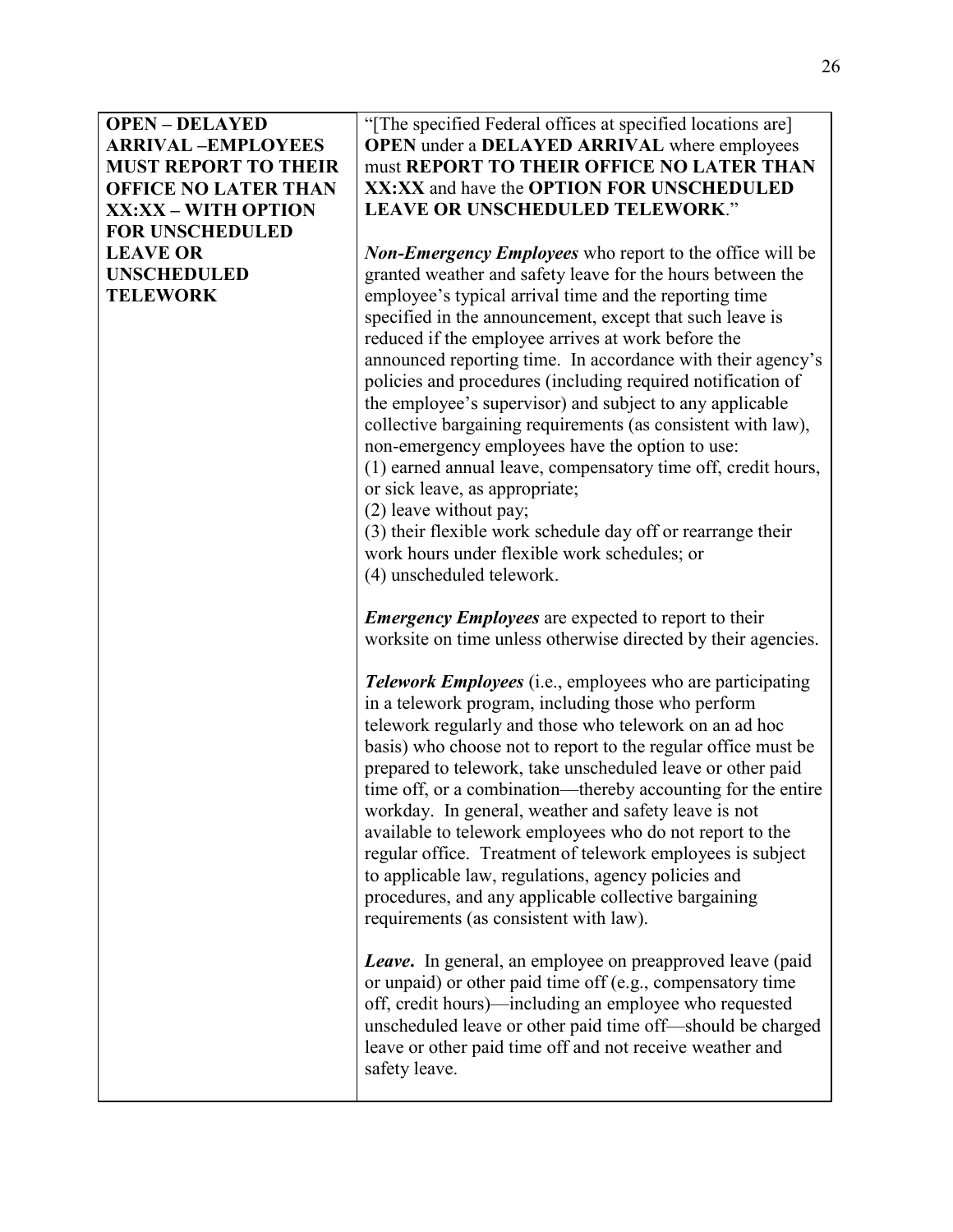| **OPEN – DELAYED ARRIVAL –EMPLOYEES MUST REPORT TO THEIR OFFICE NO LATER THAN XX:XX – WITH OPTION FOR UNSCHEDULED LEAVE OR UNSCHEDULED TELEWORK** | "[The specified Federal offices at specified locations are] **OPEN** under a **DELAYED ARRIVAL** where employees must **REPORT TO THEIR OFFICE NO LATER THAN XX:XX** and have the **OPTION FOR UNSCHEDULED LEAVE OR UNSCHEDULED TELEWORK**."<br><br>***Non-Emergency Employees*** who report to the office will be granted weather and safety leave for the hours between the employee's typical arrival time and the reporting time specified in the announcement, except that such leave is reduced if the employee arrives at work before the announced reporting time. In accordance with their agency's policies and procedures (including required notification of the employee's supervisor) and subject to any applicable collective bargaining requirements (as consistent with law), non-emergency employees have the option to use:<br>(1) earned annual leave, compensatory time off, credit hours, or sick leave, as appropriate;<br>(2) leave without pay;<br>(3) their flexible work schedule day off or rearrange their work hours under flexible work schedules; or<br>(4) unscheduled telework.<br><br>***Emergency Employees*** are expected to report to their worksite on time unless otherwise directed by their agencies.<br><br>***Telework Employees*** (i.e., employees who are participating in a telework program, including those who perform telework regularly and those who telework on an ad hoc basis) who choose not to report to the regular office must be prepared to telework, take unscheduled leave or other paid time off, or a combination—thereby accounting for the entire workday. In general, weather and safety leave is not available to telework employees who do not report to the regular office. Treatment of telework employees is subject to applicable law, regulations, agency policies and procedures, and any applicable collective bargaining requirements (as consistent with law).<br><br>***Leave***. In general, an employee on preapproved leave (paid or unpaid) or other paid time off (e.g., compensatory time off, credit hours)—including an employee who requested unscheduled leave or other paid time off—should be charged leave or other paid time off and not receive weather and safety leave. |
|---|---|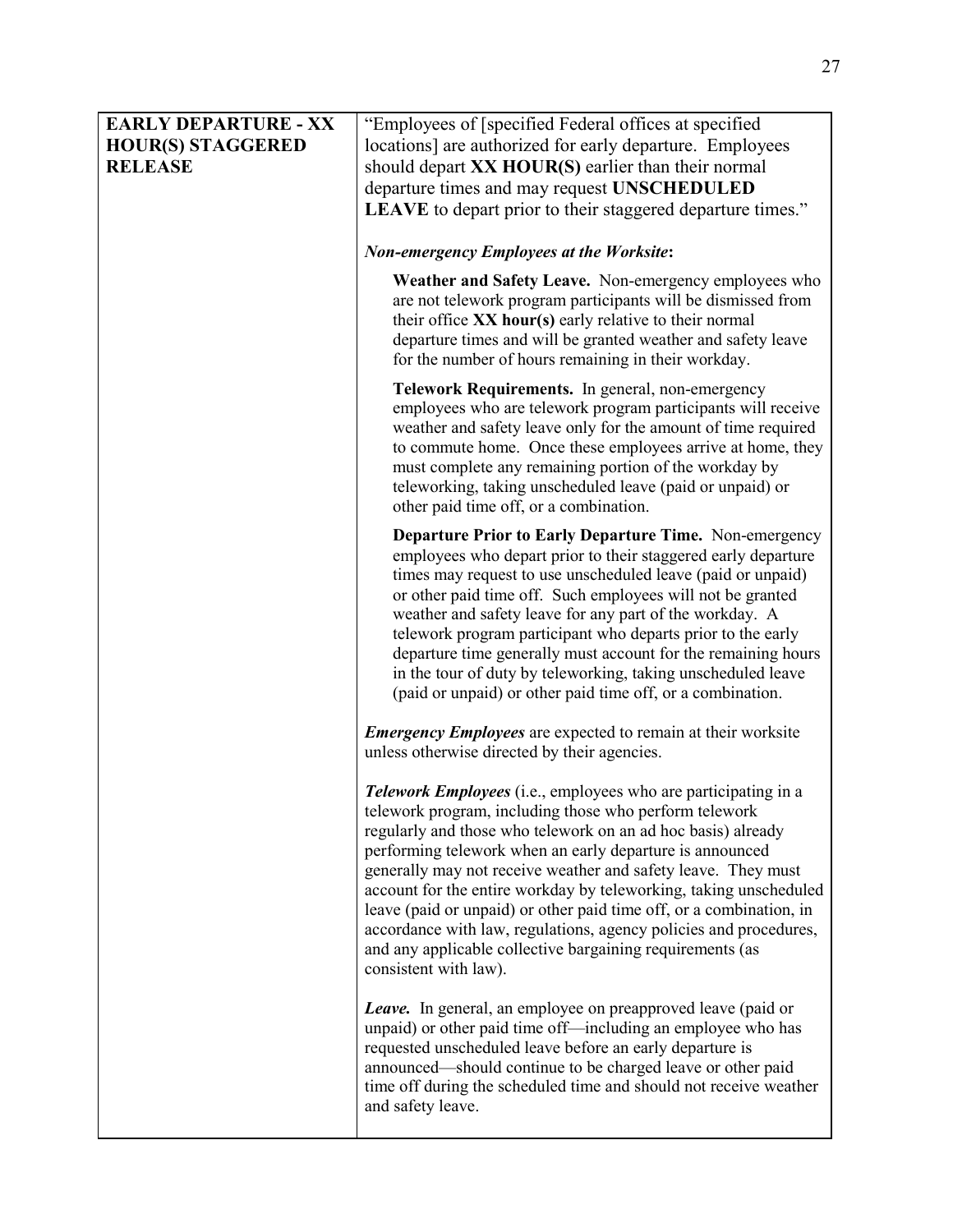| **EARLY DEPARTURE - XX HOUR(S) STAGGERED RELEASE** | "Employees of [specified Federal offices at specified locations] are authorized for early departure. Employees should depart **XX HOUR(S)** earlier than their normal departure times and may request **UNSCHEDULED LEAVE** to depart prior to their staggered departure times."<br><br>***Non-emergency Employees at the Worksite*:**<br><br>**Weather and Safety Leave.** Non-emergency employees who are not telework program participants will be dismissed from their office **XX hour(s)** early relative to their normal departure times and will be granted weather and safety leave for the number of hours remaining in their workday.<br><br>**Telework Requirements.** In general, non-emergency employees who are telework program participants will receive weather and safety leave only for the amount of time required to commute home. Once these employees arrive at home, they must complete any remaining portion of the workday by teleworking, taking unscheduled leave (paid or unpaid) or other paid time off, or a combination.<br><br>**Departure Prior to Early Departure Time.** Non-emergency employees who depart prior to their staggered early departure times may request to use unscheduled leave (paid or unpaid) or other paid time off. Such employees will not be granted weather and safety leave for any part of the workday. A telework program participant who departs prior to the early departure time generally must account for the remaining hours in the tour of duty by teleworking, taking unscheduled leave (paid or unpaid) or other paid time off, or a combination.<br><br>***Emergency Employees*** are expected to remain at their worksite unless otherwise directed by their agencies.<br><br>***Telework Employees*** (i.e., employees who are participating in a telework program, including those who perform telework regularly and those who telework on an ad hoc basis) already performing telework when an early departure is announced generally may not receive weather and safety leave. They must account for the entire workday by teleworking, taking unscheduled leave (paid or unpaid) or other paid time off, or a combination, in accordance with law, regulations, agency policies and procedures, and any applicable collective bargaining requirements (as consistent with law).<br><br>***Leave.*** In general, an employee on preapproved leave (paid or unpaid) or other paid time off—including an employee who has requested unscheduled leave before an early departure is announced—should continue to be charged leave or other paid time off during the scheduled time and should not receive weather and safety leave. |
|---|---|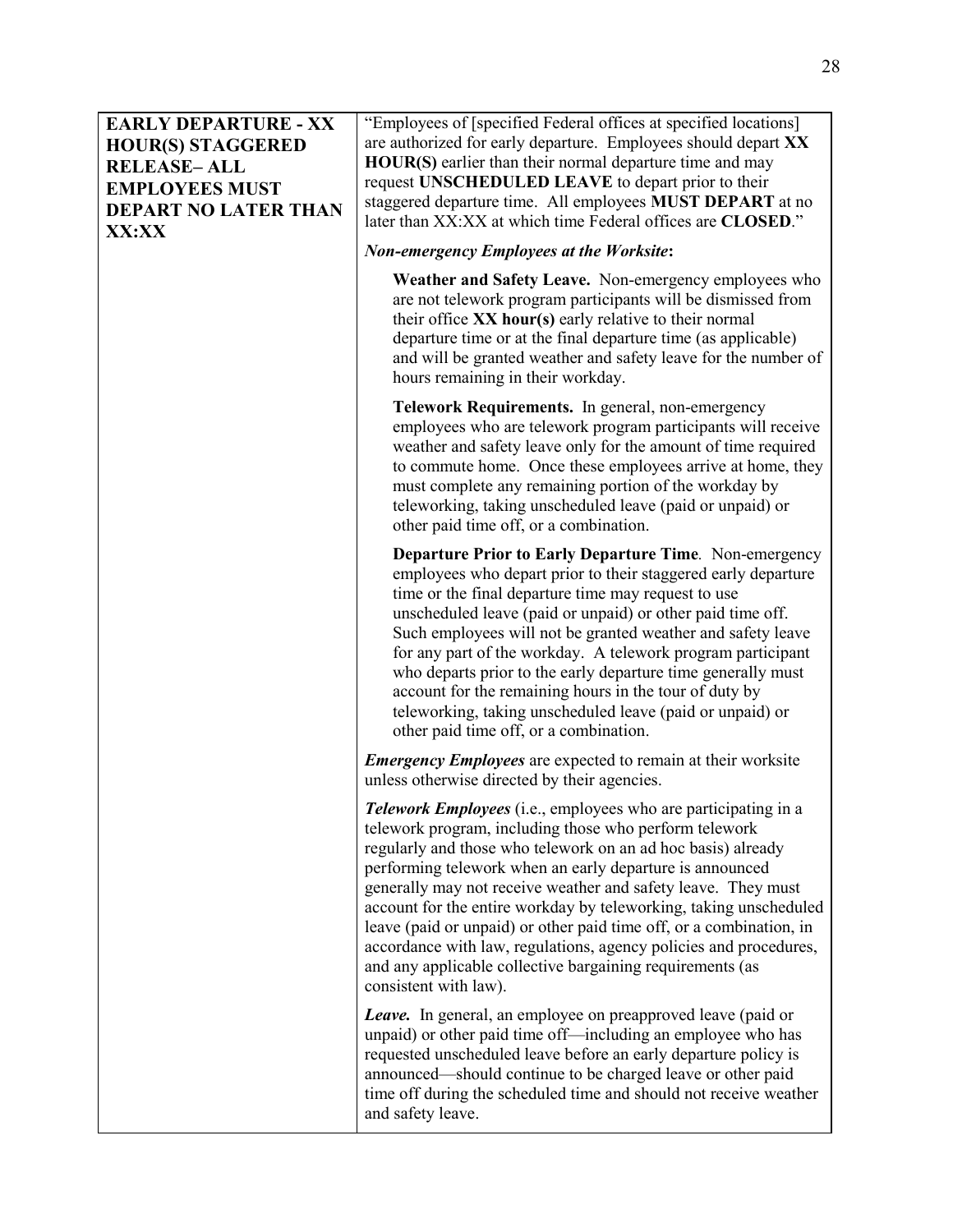| **EARLY DEPARTURE - XX HOUR(S) STAGGERED RELEASE– ALL EMPLOYEES MUST DEPART NO LATER THAN XX:XX** | "Employees of [specified Federal offices at specified locations] are authorized for early departure. Employees should depart **XX HOUR(S)** earlier than their normal departure time and may request **UNSCHEDULED LEAVE** to depart prior to their staggered departure time. All employees **MUST DEPART** at no later than XX:XX at which time Federal offices are **CLOSED**." <br><br> ***Non-emergency Employees at the Worksite*:** <br><br> **Weather and Safety Leave.** Non-emergency employees who are not telework program participants will be dismissed from their office **XX hour(s)** early relative to their normal departure time or at the final departure time (as applicable) and will be granted weather and safety leave for the number of hours remaining in their workday. <br><br> **Telework Requirements.** In general, non-emergency employees who are telework program participants will receive weather and safety leave only for the amount of time required to commute home. Once these employees arrive at home, they must complete any remaining portion of the workday by teleworking, taking unscheduled leave (paid or unpaid) or other paid time off, or a combination. <br><br> **Departure Prior to Early Departure Time***.* Non-emergency employees who depart prior to their staggered early departure time or the final departure time may request to use unscheduled leave (paid or unpaid) or other paid time off. Such employees will not be granted weather and safety leave for any part of the workday. A telework program participant who departs prior to the early departure time generally must account for the remaining hours in the tour of duty by teleworking, taking unscheduled leave (paid or unpaid) or other paid time off, or a combination. <br><br> ***Emergency Employees*** are expected to remain at their worksite unless otherwise directed by their agencies. <br><br> ***Telework Employees*** (i.e., employees who are participating in a telework program, including those who perform telework regularly and those who telework on an ad hoc basis) already performing telework when an early departure is announced generally may not receive weather and safety leave. They must account for the entire workday by teleworking, taking unscheduled leave (paid or unpaid) or other paid time off, or a combination, in accordance with law, regulations, agency policies and procedures, and any applicable collective bargaining requirements (as consistent with law). <br><br> ***Leave.*** In general, an employee on preapproved leave (paid or unpaid) or other paid time off—including an employee who has requested unscheduled leave before an early departure policy is announced—should continue to be charged leave or other paid time off during the scheduled time and should not receive weather and safety leave. |
|---|---|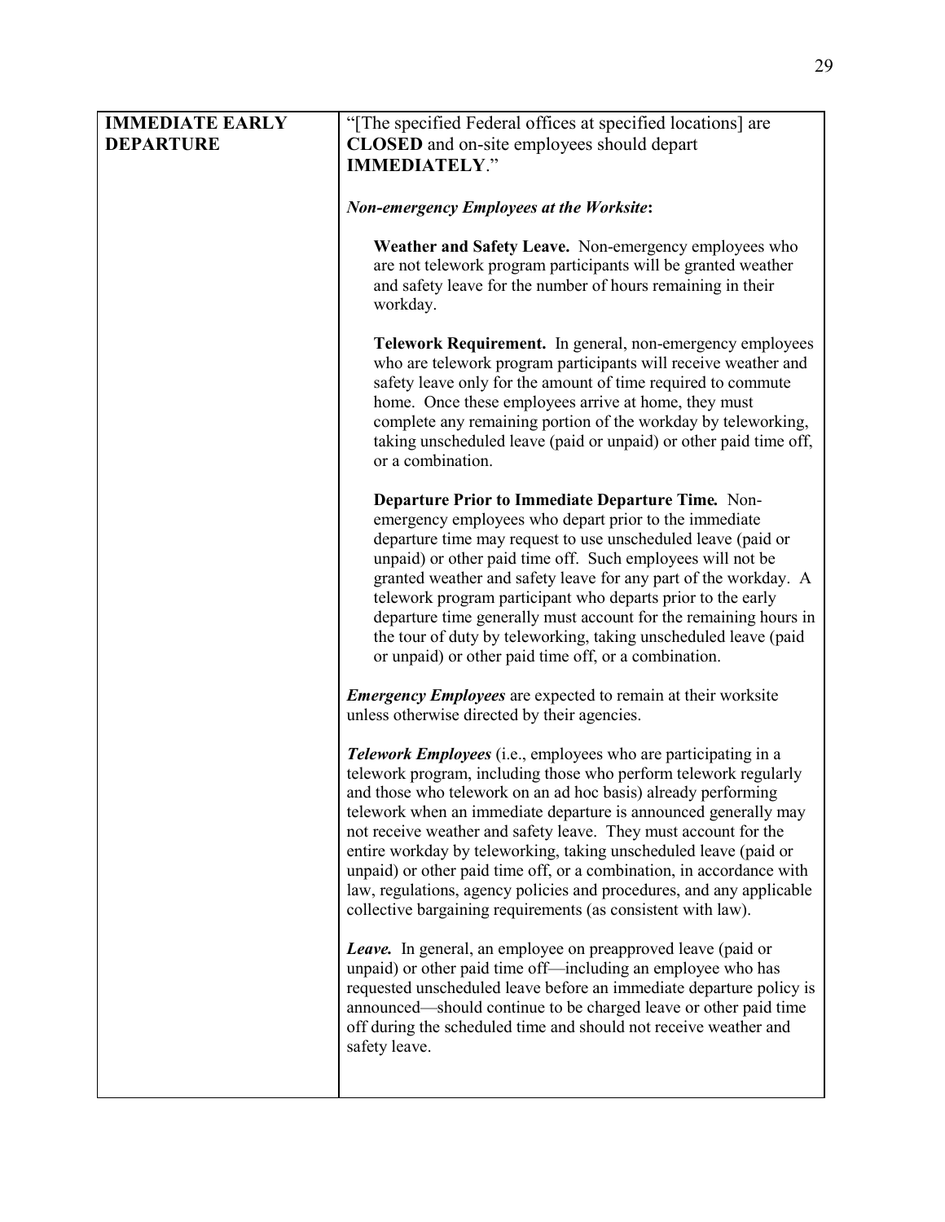| **IMMEDIATE EARLY DEPARTURE** | “[The specified Federal offices at specified locations] are **CLOSED** and on-site employees should depart **IMMEDIATELY**.”<br><br>***Non-emergency Employees at the Worksite*:**<br><br>**Weather and Safety Leave.** Non-emergency employees who are not telework program participants will be granted weather and safety leave for the number of hours remaining in their workday.<br><br>**Telework Requirement.** In general, non-emergency employees who are telework program participants will receive weather and safety leave only for the amount of time required to commute home. Once these employees arrive at home, they must complete any remaining portion of the workday by teleworking, taking unscheduled leave (paid or unpaid) or other paid time off, or a combination.<br><br>**Departure Prior to Immediate Departure Time*.*** Non-emergency employees who depart prior to the immediate departure time may request to use unscheduled leave (paid or unpaid) or other paid time off. Such employees will not be granted weather and safety leave for any part of the workday. A telework program participant who departs prior to the early departure time generally must account for the remaining hours in the tour of duty by teleworking, taking unscheduled leave (paid or unpaid) or other paid time off, or a combination.<br><br>***Emergency Employees*** are expected to remain at their worksite unless otherwise directed by their agencies.<br><br>***Telework Employees*** (i.e., employees who are participating in a telework program, including those who perform telework regularly and those who telework on an ad hoc basis) already performing telework when an immediate departure is announced generally may not receive weather and safety leave. They must account for the entire workday by teleworking, taking unscheduled leave (paid or unpaid) or other paid time off, or a combination, in accordance with law, regulations, agency policies and procedures, and any applicable collective bargaining requirements (as consistent with law).<br><br>***Leave.*** In general, an employee on preapproved leave (paid or unpaid) or other paid time off—including an employee who has requested unscheduled leave before an immediate departure policy is announced—should continue to be charged leave or other paid time off during the scheduled time and should not receive weather and safety leave. |
|---|---|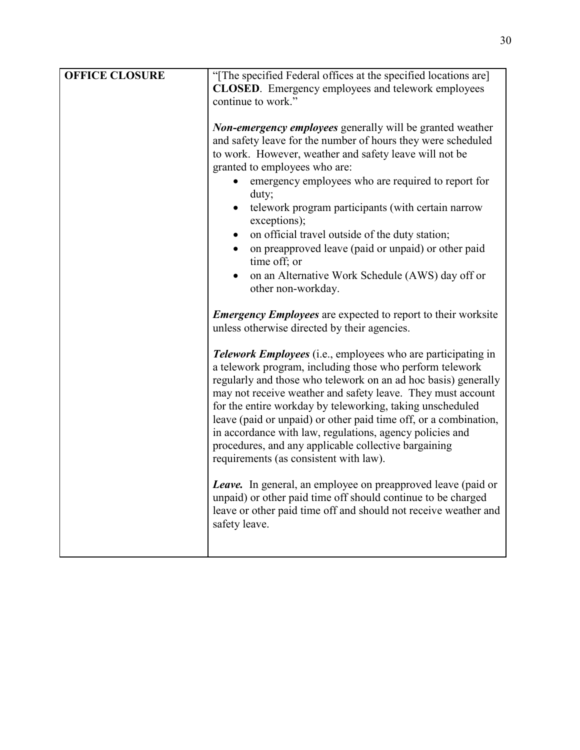| **OFFICE CLOSURE** | "[The specified Federal offices at the specified locations are] **CLOSED**. Emergency employees and telework employees continue to work."<br><br>***Non-emergency employees*** generally will be granted weather and safety leave for the number of hours they were scheduled to work. However, weather and safety leave will not be granted to employees who are:<br>• emergency employees who are required to report for duty;<br>• telework program participants (with certain narrow exceptions);<br>• on official travel outside of the duty station;<br>• on preapproved leave (paid or unpaid) or other paid time off; or<br>• on an Alternative Work Schedule (AWS) day off or other non-workday.<br><br>***Emergency Employees*** are expected to report to their worksite unless otherwise directed by their agencies.<br><br>***Telework Employees*** (i.e., employees who are participating in a telework program, including those who perform telework regularly and those who telework on an ad hoc basis) generally may not receive weather and safety leave. They must account for the entire workday by teleworking, taking unscheduled leave (paid or unpaid) or other paid time off, or a combination, in accordance with law, regulations, agency policies and procedures, and any applicable collective bargaining requirements (as consistent with law).<br><br>***Leave.*** In general, an employee on preapproved leave (paid or unpaid) or other paid time off should continue to be charged leave or other paid time off and should not receive weather and safety leave. |
|---|---|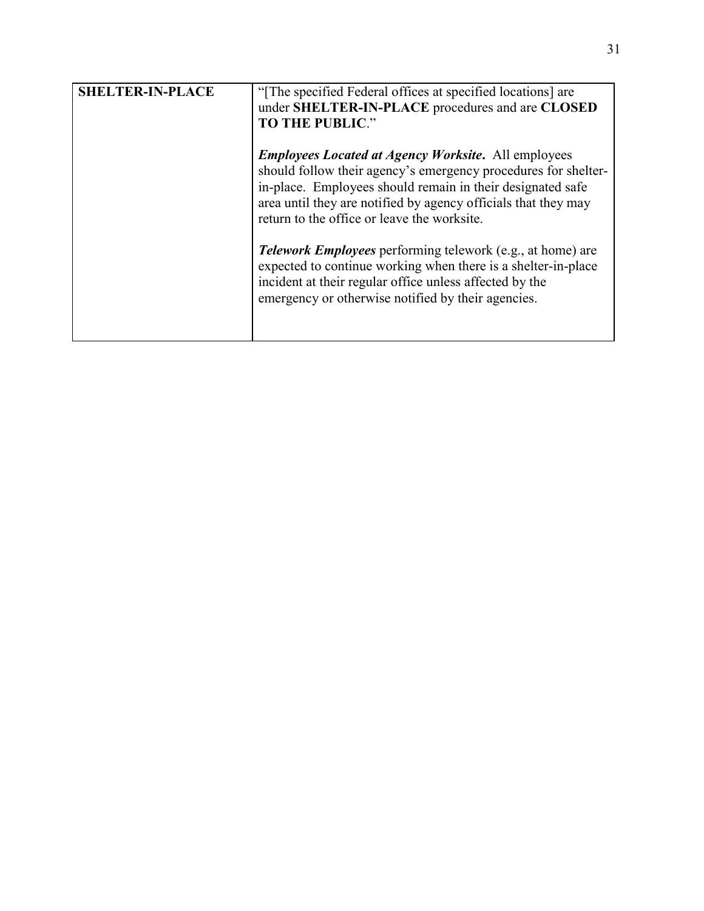| **SHELTER-IN-PLACE** | "[The specified Federal offices at specified locations] are under **SHELTER-IN-PLACE** procedures and are **CLOSED TO THE PUBLIC**."<br><br>***Employees Located at Agency Worksite*.** All employees should follow their agency's emergency procedures for shelter-in-place. Employees should remain in their designated safe area until they are notified by agency officials that they may return to the office or leave the worksite.<br><br>***Telework Employees*** performing telework (e.g., at home) are expected to continue working when there is a shelter-in-place incident at their regular office unless affected by the emergency or otherwise notified by their agencies. |
|---|---|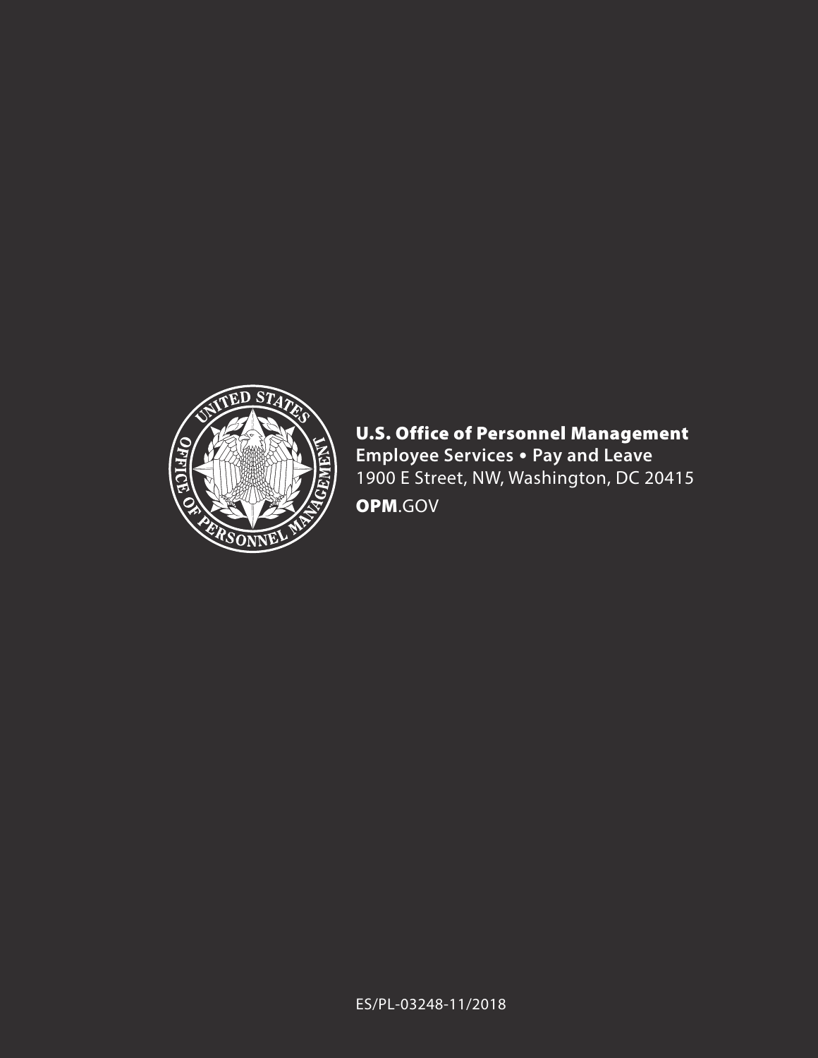**U.S. Office of Personnel Management**
**Employee Services • Pay and Leave**
1900 E Street, NW, Washington, DC 20415
**OPM**.GOV

ES/PL-03248-11/2018